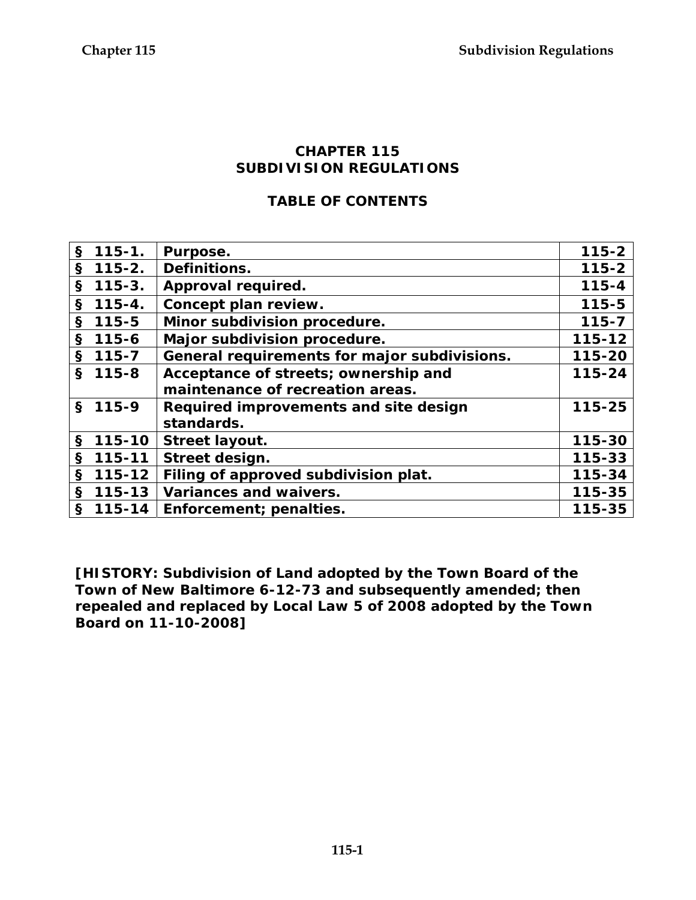# CHAPTER 115
# SUBDIVISION REGULATIONS

## TABLE OF CONTENTS

| | | |
|---|---|---|
| § 115-1. | Purpose. | 115-2 |
| § 115-2. | Definitions. | 115-2 |
| § 115-3. | Approval required. | 115-4 |
| § 115-4. | Concept plan review. | 115-5 |
| § 115-5 | Minor subdivision procedure. | 115-7 |
| § 115-6 | Major subdivision procedure. | 115-12 |
| § 115-7 | General requirements for major subdivisions. | 115-20 |
| § 115-8 | Acceptance of streets; ownership and maintenance of recreation areas. | 115-24 |
| § 115-9 | Required improvements and site design standards. | 115-25 |
| § 115-10 | Street layout. | 115-30 |
| § 115-11 | Street design. | 115-33 |
| § 115-12 | Filing of approved subdivision plat. | 115-34 |
| § 115-13 | Variances and waivers. | 115-35 |
| § 115-14 | Enforcement; penalties. | 115-35 |

**[HISTORY: Subdivision of Land adopted by the Town Board of the Town of New Baltimore 6-12-73 and subsequently amended; then repealed and replaced by Local Law 5 of 2008 adopted by the Town Board on 11-10-2008]**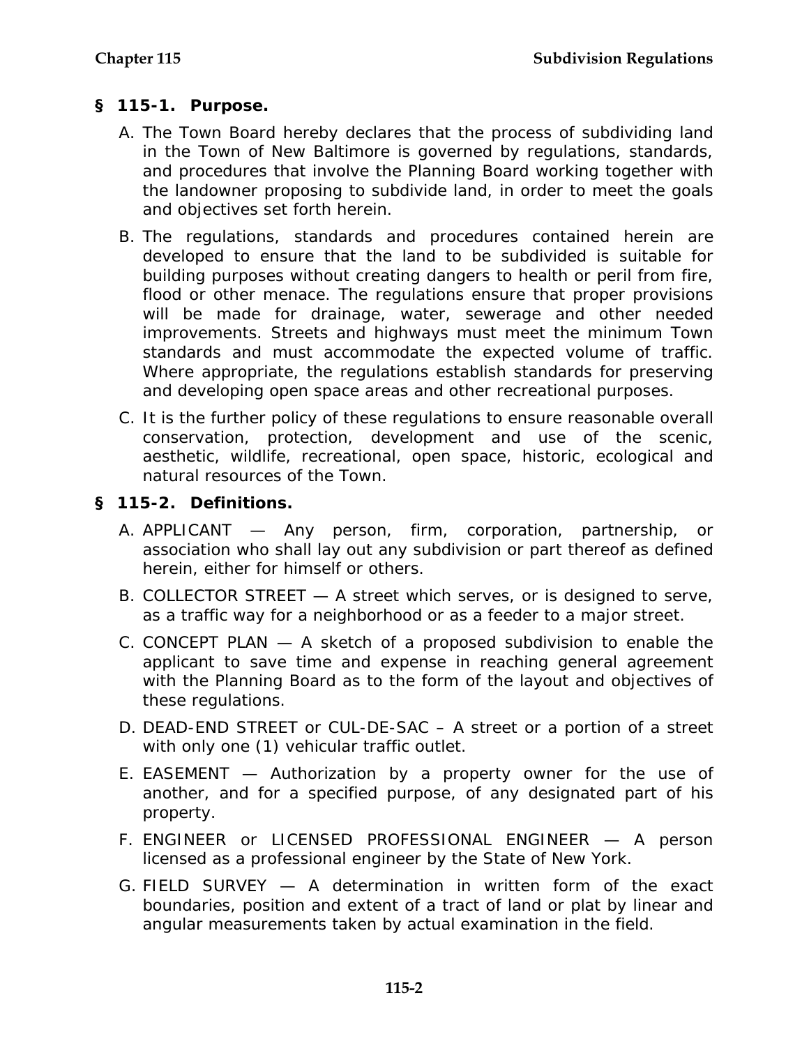## § 115-1. Purpose.

A. The Town Board hereby declares that the process of subdividing land in the Town of New Baltimore is governed by regulations, standards, and procedures that involve the Planning Board working together with the landowner proposing to subdivide land, in order to meet the goals and objectives set forth herein.

B. The regulations, standards and procedures contained herein are developed to ensure that the land to be subdivided is suitable for building purposes without creating dangers to health or peril from fire, flood or other menace. The regulations ensure that proper provisions will be made for drainage, water, sewerage and other needed improvements. Streets and highways must meet the minimum Town standards and must accommodate the expected volume of traffic. Where appropriate, the regulations establish standards for preserving and developing open space areas and other recreational purposes.

C. It is the further policy of these regulations to ensure reasonable overall conservation, protection, development and use of the scenic, aesthetic, wildlife, recreational, open space, historic, ecological and natural resources of the Town.

## § 115-2. Definitions.

A. APPLICANT — Any person, firm, corporation, partnership, or association who shall lay out any subdivision or part thereof as defined herein, either for himself or others.

B. COLLECTOR STREET — A street which serves, or is designed to serve, as a traffic way for a neighborhood or as a feeder to a major street.

C. CONCEPT PLAN — A sketch of a proposed subdivision to enable the applicant to save time and expense in reaching general agreement with the Planning Board as to the form of the layout and objectives of these regulations.

D. DEAD-END STREET or CUL-DE-SAC – A street or a portion of a street with only one (1) vehicular traffic outlet.

E. EASEMENT — Authorization by a property owner for the use of another, and for a specified purpose, of any designated part of his property.

F. ENGINEER or LICENSED PROFESSIONAL ENGINEER — A person licensed as a professional engineer by the State of New York.

G. FIELD SURVEY — A determination in written form of the exact boundaries, position and extent of a tract of land or plat by linear and angular measurements taken by actual examination in the field.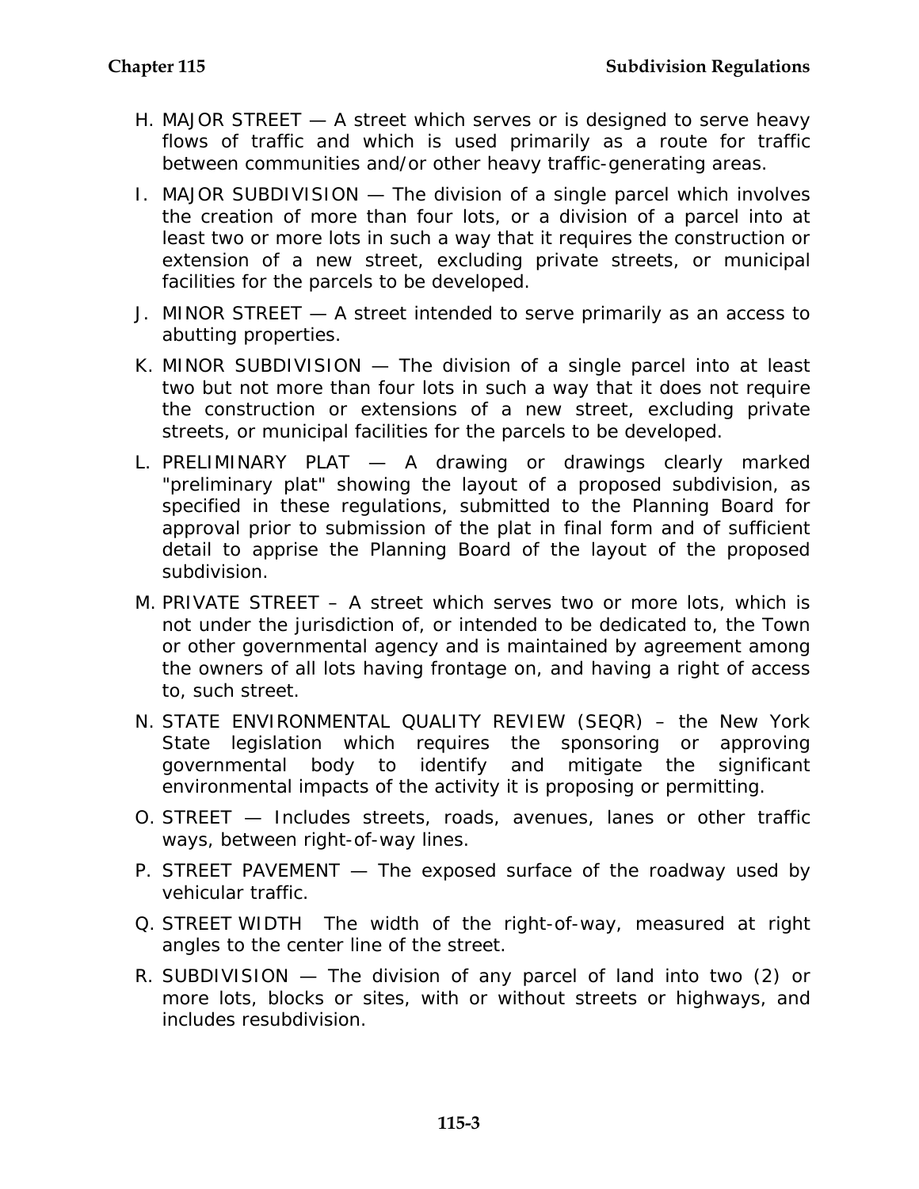H. MAJOR STREET — A street which serves or is designed to serve heavy flows of traffic and which is used primarily as a route for traffic between communities and/or other heavy traffic-generating areas.

I. MAJOR SUBDIVISION — The division of a single parcel which involves the creation of more than four lots, or a division of a parcel into at least two or more lots in such a way that it requires the construction or extension of a new street, excluding private streets, or municipal facilities for the parcels to be developed.

J. MINOR STREET — A street intended to serve primarily as an access to abutting properties.

K. MINOR SUBDIVISION — The division of a single parcel into at least two but not more than four lots in such a way that it does not require the construction or extensions of a new street, excluding private streets, or municipal facilities for the parcels to be developed.

L. PRELIMINARY PLAT — A drawing or drawings clearly marked "preliminary plat" showing the layout of a proposed subdivision, as specified in these regulations, submitted to the Planning Board for approval prior to submission of the plat in final form and of sufficient detail to apprise the Planning Board of the layout of the proposed subdivision.

M. PRIVATE STREET – A street which serves two or more lots, which is not under the jurisdiction of, or intended to be dedicated to, the Town or other governmental agency and is maintained by agreement among the owners of all lots having frontage on, and having a right of access to, such street.

N. STATE ENVIRONMENTAL QUALITY REVIEW (SEQR) – the New York State legislation which requires the sponsoring or approving governmental body to identify and mitigate the significant environmental impacts of the activity it is proposing or permitting.

O. STREET — Includes streets, roads, avenues, lanes or other traffic ways, between right-of-way lines.

P. STREET PAVEMENT — The exposed surface of the roadway used by vehicular traffic.

Q. STREET WIDTH The width of the right-of-way, measured at right angles to the center line of the street.

R. SUBDIVISION — The division of any parcel of land into two (2) or more lots, blocks or sites, with or without streets or highways, and includes resubdivision.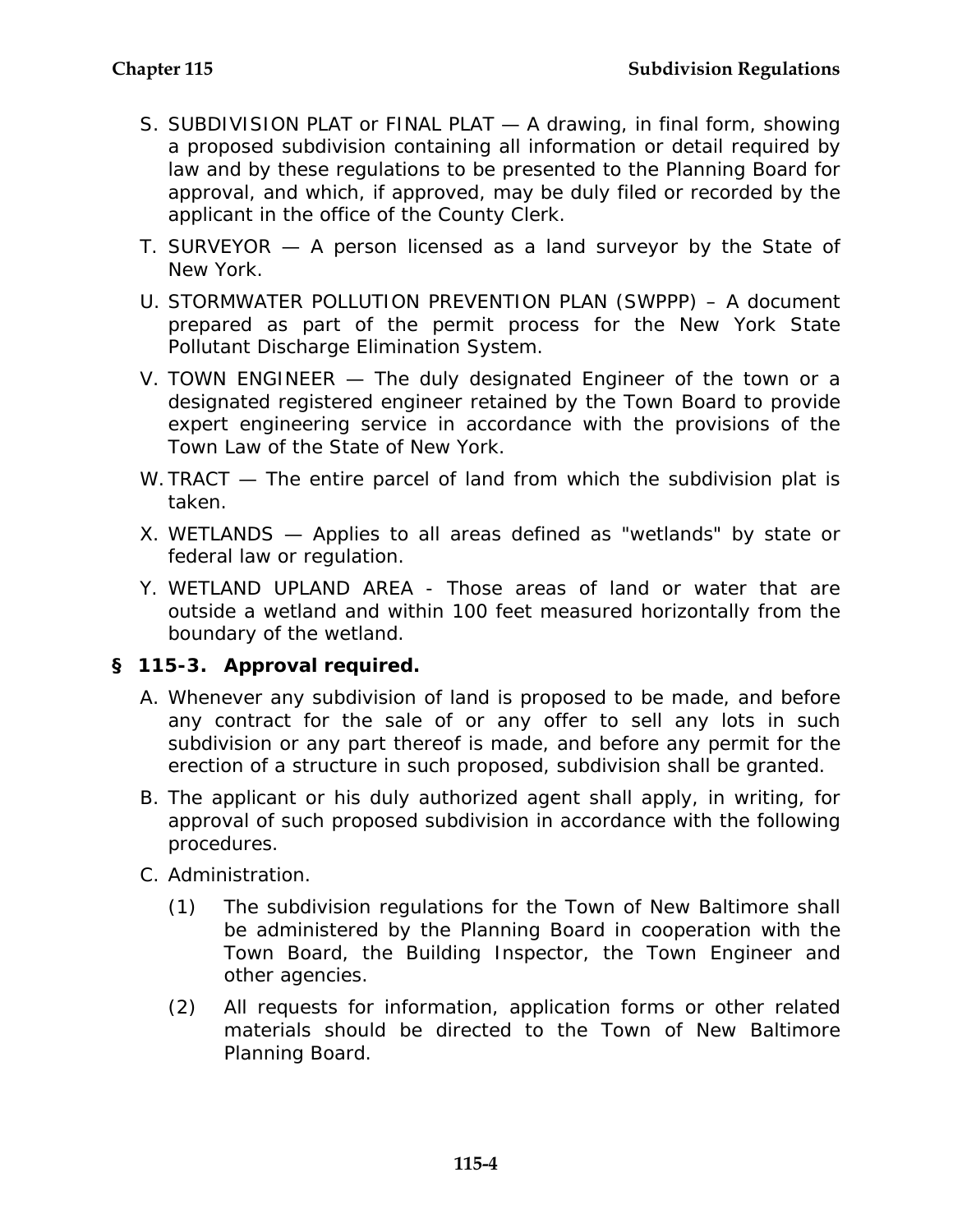S. SUBDIVISION PLAT or FINAL PLAT — A drawing, in final form, showing a proposed subdivision containing all information or detail required by law and by these regulations to be presented to the Planning Board for approval, and which, if approved, may be duly filed or recorded by the applicant in the office of the County Clerk.

T. SURVEYOR — A person licensed as a land surveyor by the State of New York.

U. STORMWATER POLLUTION PREVENTION PLAN (SWPPP) – A document prepared as part of the permit process for the New York State Pollutant Discharge Elimination System.

V. TOWN ENGINEER — The duly designated Engineer of the town or a designated registered engineer retained by the Town Board to provide expert engineering service in accordance with the provisions of the Town Law of the State of New York.

W. TRACT — The entire parcel of land from which the subdivision plat is taken.

X. WETLANDS — Applies to all areas defined as "wetlands" by state or federal law or regulation.

Y. WETLAND UPLAND AREA - Those areas of land or water that are outside a wetland and within 100 feet measured horizontally from the boundary of the wetland.

## § 115-3. Approval required.

A. Whenever any subdivision of land is proposed to be made, and before any contract for the sale of or any offer to sell any lots in such subdivision or any part thereof is made, and before any permit for the erection of a structure in such proposed, subdivision shall be granted.

B. The applicant or his duly authorized agent shall apply, in writing, for approval of such proposed subdivision in accordance with the following procedures.

C. Administration.

(1) The subdivision regulations for the Town of New Baltimore shall be administered by the Planning Board in cooperation with the Town Board, the Building Inspector, the Town Engineer and other agencies.

(2) All requests for information, application forms or other related materials should be directed to the Town of New Baltimore Planning Board.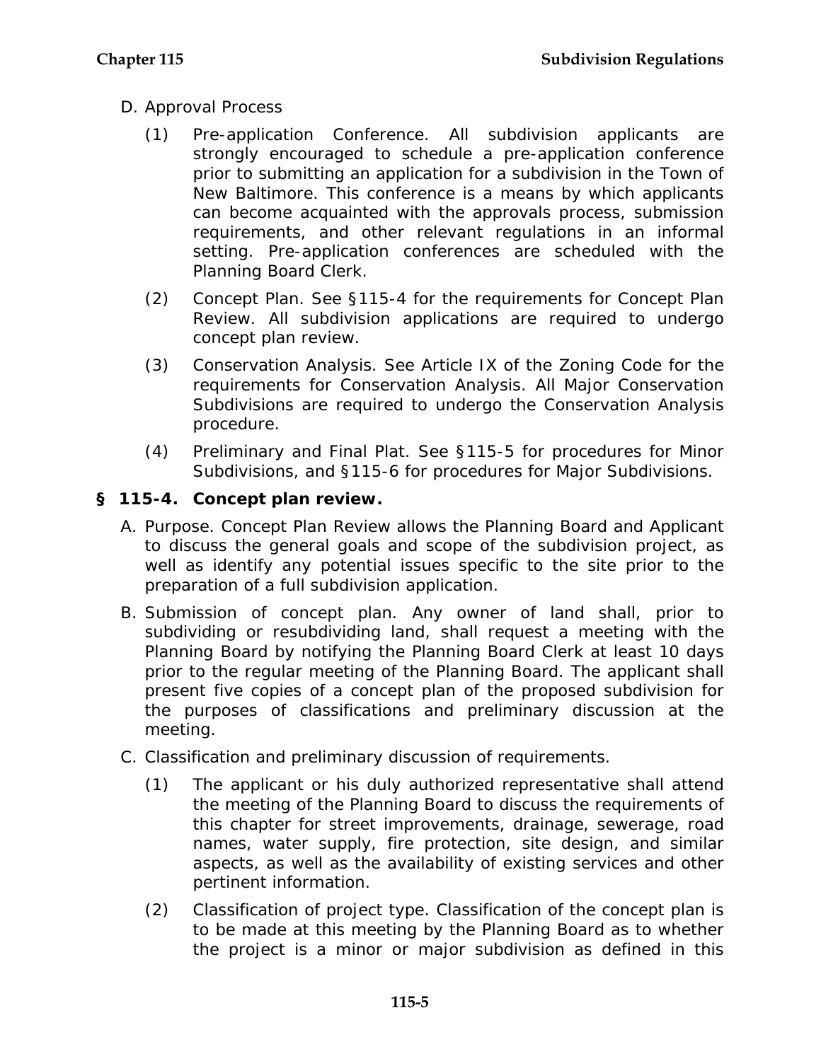D. Approval Process

(1) Pre-application Conference. All subdivision applicants are strongly encouraged to schedule a pre-application conference prior to submitting an application for a subdivision in the Town of New Baltimore. This conference is a means by which applicants can become acquainted with the approvals process, submission requirements, and other relevant regulations in an informal setting. Pre-application conferences are scheduled with the Planning Board Clerk.

(2) Concept Plan. See §115-4 for the requirements for Concept Plan Review. All subdivision applications are required to undergo concept plan review.

(3) Conservation Analysis. See Article IX of the Zoning Code for the requirements for Conservation Analysis. All Major Conservation Subdivisions are required to undergo the Conservation Analysis procedure.

(4) Preliminary and Final Plat. See §115-5 for procedures for Minor Subdivisions, and §115-6 for procedures for Major Subdivisions.

## § 115-4. Concept plan review.

A. Purpose. Concept Plan Review allows the Planning Board and Applicant to discuss the general goals and scope of the subdivision project, as well as identify any potential issues specific to the site prior to the preparation of a full subdivision application.

B. Submission of concept plan. Any owner of land shall, prior to subdividing or resubdividing land, shall request a meeting with the Planning Board by notifying the Planning Board Clerk at least 10 days prior to the regular meeting of the Planning Board. The applicant shall present five copies of a concept plan of the proposed subdivision for the purposes of classifications and preliminary discussion at the meeting.

C. Classification and preliminary discussion of requirements.

(1) The applicant or his duly authorized representative shall attend the meeting of the Planning Board to discuss the requirements of this chapter for street improvements, drainage, sewerage, road names, water supply, fire protection, site design, and similar aspects, as well as the availability of existing services and other pertinent information.

(2) Classification of project type. Classification of the concept plan is to be made at this meeting by the Planning Board as to whether the project is a minor or major subdivision as defined in this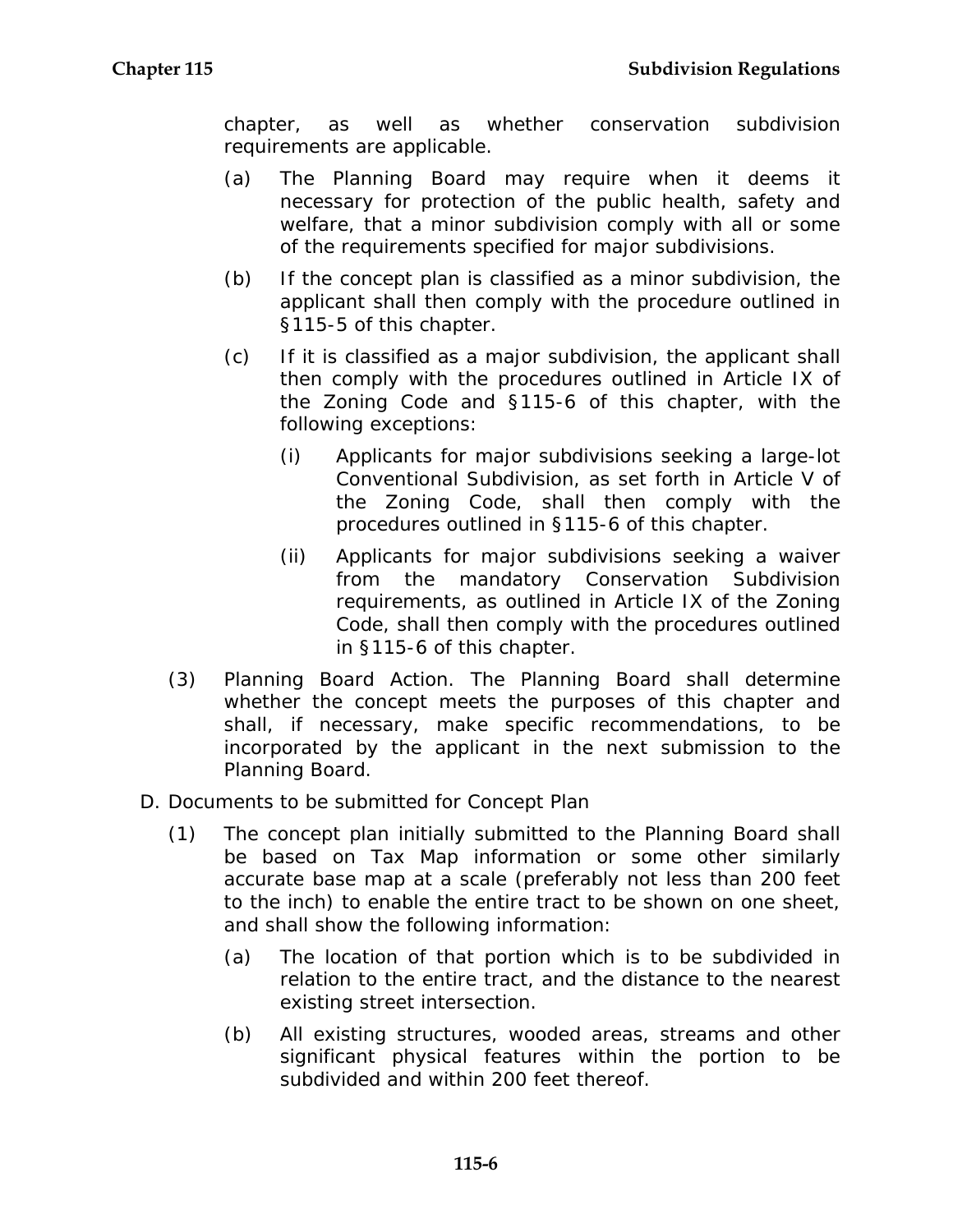chapter, as well as whether conservation subdivision requirements are applicable.

(a) The Planning Board may require when it deems it necessary for protection of the public health, safety and welfare, that a minor subdivision comply with all or some of the requirements specified for major subdivisions.

(b) If the concept plan is classified as a minor subdivision, the applicant shall then comply with the procedure outlined in §115-5 of this chapter.

(c) If it is classified as a major subdivision, the applicant shall then comply with the procedures outlined in Article IX of the Zoning Code and §115-6 of this chapter, with the following exceptions:

(i) Applicants for major subdivisions seeking a large-lot Conventional Subdivision, as set forth in Article V of the Zoning Code, shall then comply with the procedures outlined in §115-6 of this chapter.

(ii) Applicants for major subdivisions seeking a waiver from the mandatory Conservation Subdivision requirements, as outlined in Article IX of the Zoning Code, shall then comply with the procedures outlined in §115-6 of this chapter.

(3) Planning Board Action. The Planning Board shall determine whether the concept meets the purposes of this chapter and shall, if necessary, make specific recommendations, to be incorporated by the applicant in the next submission to the Planning Board.

D. Documents to be submitted for Concept Plan

(1) The concept plan initially submitted to the Planning Board shall be based on Tax Map information or some other similarly accurate base map at a scale (preferably not less than 200 feet to the inch) to enable the entire tract to be shown on one sheet, and shall show the following information:

(a) The location of that portion which is to be subdivided in relation to the entire tract, and the distance to the nearest existing street intersection.

(b) All existing structures, wooded areas, streams and other significant physical features within the portion to be subdivided and within 200 feet thereof.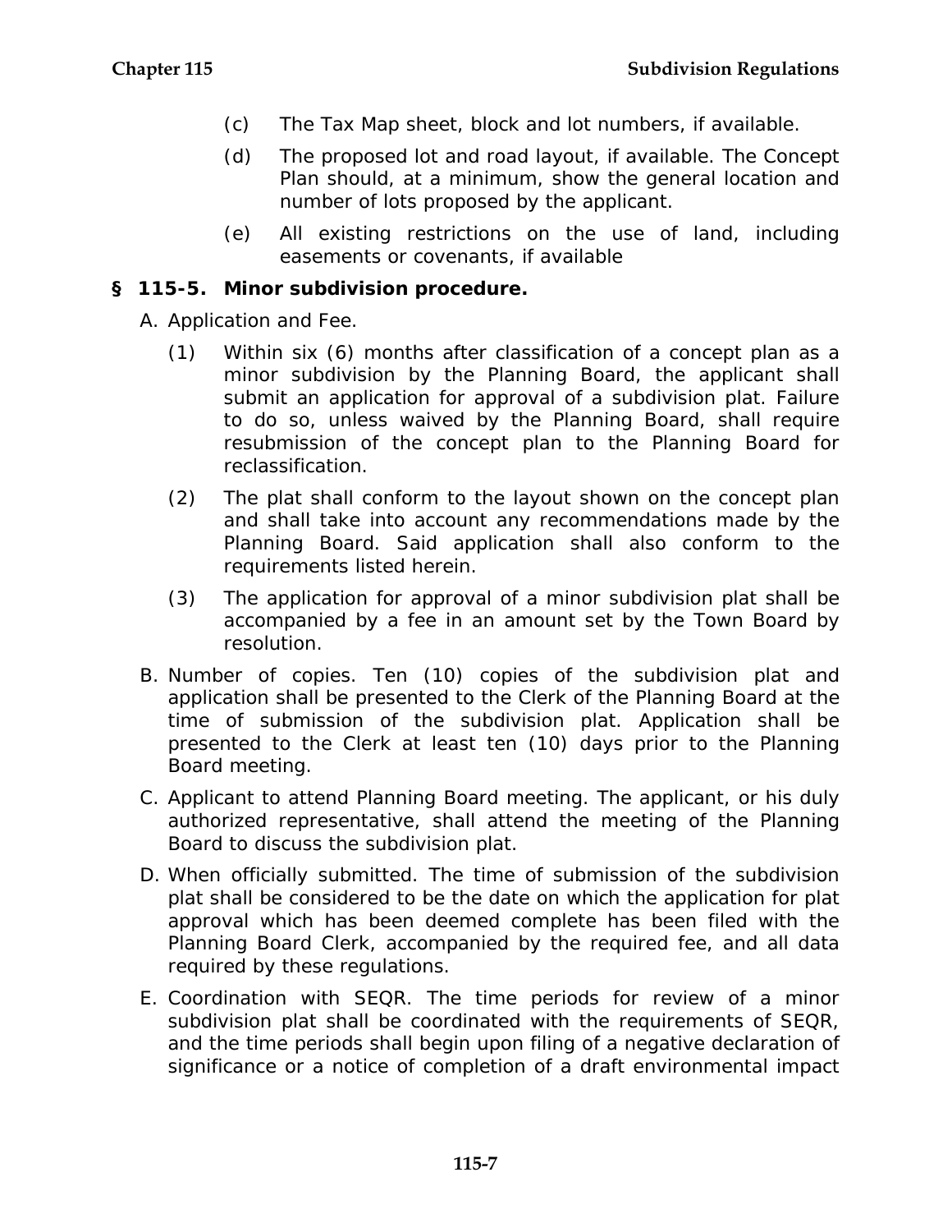(c) The Tax Map sheet, block and lot numbers, if available.

(d) The proposed lot and road layout, if available. The Concept Plan should, at a minimum, show the general location and number of lots proposed by the applicant.

(e) All existing restrictions on the use of land, including easements or covenants, if available

## § 115-5. Minor subdivision procedure.

A. Application and Fee.

(1) Within six (6) months after classification of a concept plan as a minor subdivision by the Planning Board, the applicant shall submit an application for approval of a subdivision plat. Failure to do so, unless waived by the Planning Board, shall require resubmission of the concept plan to the Planning Board for reclassification.

(2) The plat shall conform to the layout shown on the concept plan and shall take into account any recommendations made by the Planning Board. Said application shall also conform to the requirements listed herein.

(3) The application for approval of a minor subdivision plat shall be accompanied by a fee in an amount set by the Town Board by resolution.

B. Number of copies. Ten (10) copies of the subdivision plat and application shall be presented to the Clerk of the Planning Board at the time of submission of the subdivision plat. Application shall be presented to the Clerk at least ten (10) days prior to the Planning Board meeting.

C. Applicant to attend Planning Board meeting. The applicant, or his duly authorized representative, shall attend the meeting of the Planning Board to discuss the subdivision plat.

D. When officially submitted. The time of submission of the subdivision plat shall be considered to be the date on which the application for plat approval which has been deemed complete has been filed with the Planning Board Clerk, accompanied by the required fee, and all data required by these regulations.

E. Coordination with SEQR. The time periods for review of a minor subdivision plat shall be coordinated with the requirements of SEQR, and the time periods shall begin upon filing of a negative declaration of significance or a notice of completion of a draft environmental impact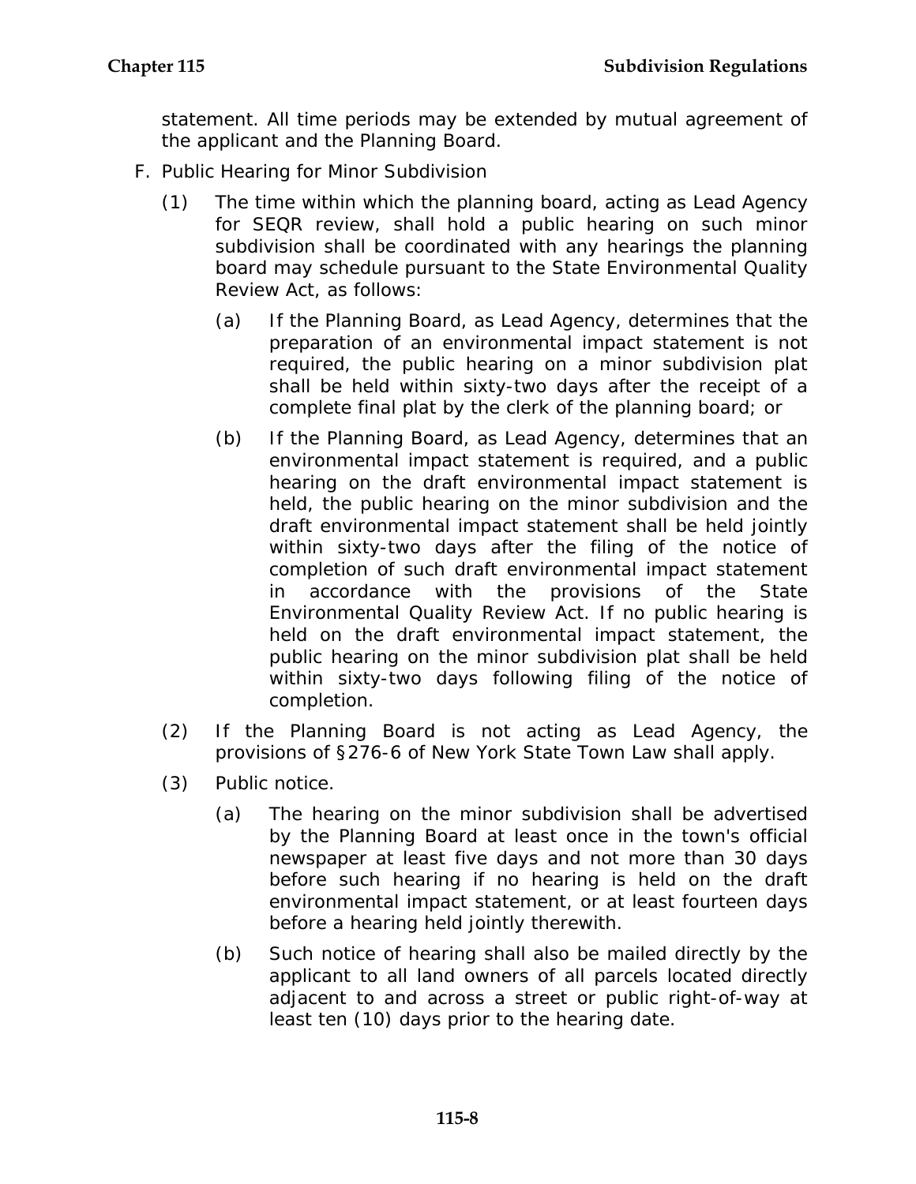statement. All time periods may be extended by mutual agreement of the applicant and the Planning Board.

F. Public Hearing for Minor Subdivision

(1) The time within which the planning board, acting as Lead Agency for SEQR review, shall hold a public hearing on such minor subdivision shall be coordinated with any hearings the planning board may schedule pursuant to the State Environmental Quality Review Act, as follows:

(a) If the Planning Board, as Lead Agency, determines that the preparation of an environmental impact statement is not required, the public hearing on a minor subdivision plat shall be held within sixty-two days after the receipt of a complete final plat by the clerk of the planning board; or

(b) If the Planning Board, as Lead Agency, determines that an environmental impact statement is required, and a public hearing on the draft environmental impact statement is held, the public hearing on the minor subdivision and the draft environmental impact statement shall be held jointly within sixty-two days after the filing of the notice of completion of such draft environmental impact statement in accordance with the provisions of the State Environmental Quality Review Act. If no public hearing is held on the draft environmental impact statement, the public hearing on the minor subdivision plat shall be held within sixty-two days following filing of the notice of completion.

(2) If the Planning Board is not acting as Lead Agency, the provisions of §276-6 of New York State Town Law shall apply.

(3) Public notice.

(a) The hearing on the minor subdivision shall be advertised by the Planning Board at least once in the town's official newspaper at least five days and not more than 30 days before such hearing if no hearing is held on the draft environmental impact statement, or at least fourteen days before a hearing held jointly therewith.

(b) Such notice of hearing shall also be mailed directly by the applicant to all land owners of all parcels located directly adjacent to and across a street or public right-of-way at least ten (10) days prior to the hearing date.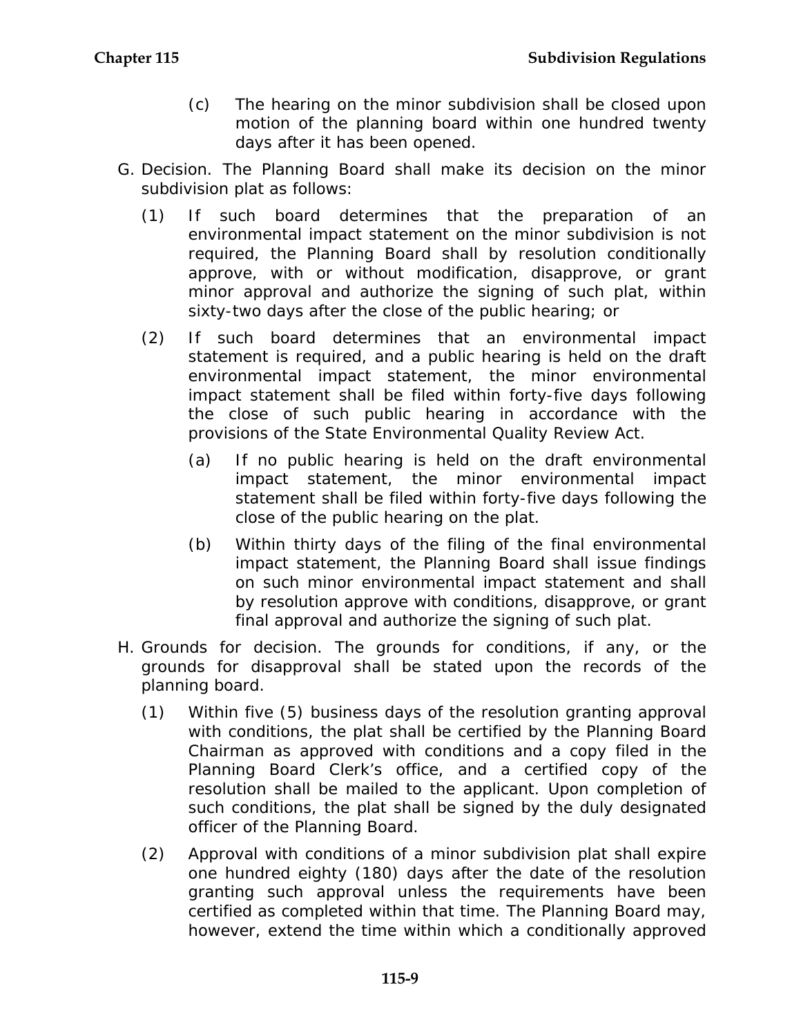(c) The hearing on the minor subdivision shall be closed upon motion of the planning board within one hundred twenty days after it has been opened.

G. Decision. The Planning Board shall make its decision on the minor subdivision plat as follows:

(1) If such board determines that the preparation of an environmental impact statement on the minor subdivision is not required, the Planning Board shall by resolution conditionally approve, with or without modification, disapprove, or grant minor approval and authorize the signing of such plat, within sixty-two days after the close of the public hearing; or

(2) If such board determines that an environmental impact statement is required, and a public hearing is held on the draft environmental impact statement, the minor environmental impact statement shall be filed within forty-five days following the close of such public hearing in accordance with the provisions of the State Environmental Quality Review Act.

(a) If no public hearing is held on the draft environmental impact statement, the minor environmental impact statement shall be filed within forty-five days following the close of the public hearing on the plat.

(b) Within thirty days of the filing of the final environmental impact statement, the Planning Board shall issue findings on such minor environmental impact statement and shall by resolution approve with conditions, disapprove, or grant final approval and authorize the signing of such plat.

H. Grounds for decision. The grounds for conditions, if any, or the grounds for disapproval shall be stated upon the records of the planning board.

(1) Within five (5) business days of the resolution granting approval with conditions, the plat shall be certified by the Planning Board Chairman as approved with conditions and a copy filed in the Planning Board Clerk's office, and a certified copy of the resolution shall be mailed to the applicant. Upon completion of such conditions, the plat shall be signed by the duly designated officer of the Planning Board.

(2) Approval with conditions of a minor subdivision plat shall expire one hundred eighty (180) days after the date of the resolution granting such approval unless the requirements have been certified as completed within that time. The Planning Board may, however, extend the time within which a conditionally approved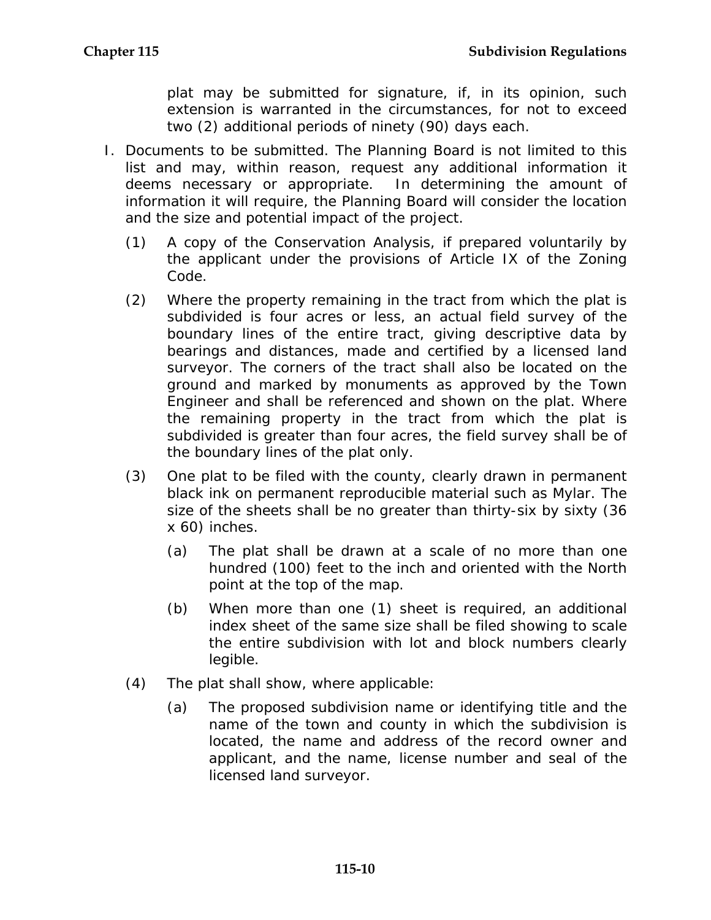plat may be submitted for signature, if, in its opinion, such extension is warranted in the circumstances, for not to exceed two (2) additional periods of ninety (90) days each.

I. Documents to be submitted. The Planning Board is not limited to this list and may, within reason, request any additional information it deems necessary or appropriate. In determining the amount of information it will require, the Planning Board will consider the location and the size and potential impact of the project.

(1) A copy of the Conservation Analysis, if prepared voluntarily by the applicant under the provisions of Article IX of the Zoning Code.

(2) Where the property remaining in the tract from which the plat is subdivided is four acres or less, an actual field survey of the boundary lines of the entire tract, giving descriptive data by bearings and distances, made and certified by a licensed land surveyor. The corners of the tract shall also be located on the ground and marked by monuments as approved by the Town Engineer and shall be referenced and shown on the plat. Where the remaining property in the tract from which the plat is subdivided is greater than four acres, the field survey shall be of the boundary lines of the plat only.

(3) One plat to be filed with the county, clearly drawn in permanent black ink on permanent reproducible material such as Mylar. The size of the sheets shall be no greater than thirty-six by sixty (36 x 60) inches.

(a) The plat shall be drawn at a scale of no more than one hundred (100) feet to the inch and oriented with the North point at the top of the map.

(b) When more than one (1) sheet is required, an additional index sheet of the same size shall be filed showing to scale the entire subdivision with lot and block numbers clearly legible.

(4) The plat shall show, where applicable:

(a) The proposed subdivision name or identifying title and the name of the town and county in which the subdivision is located, the name and address of the record owner and applicant, and the name, license number and seal of the licensed land surveyor.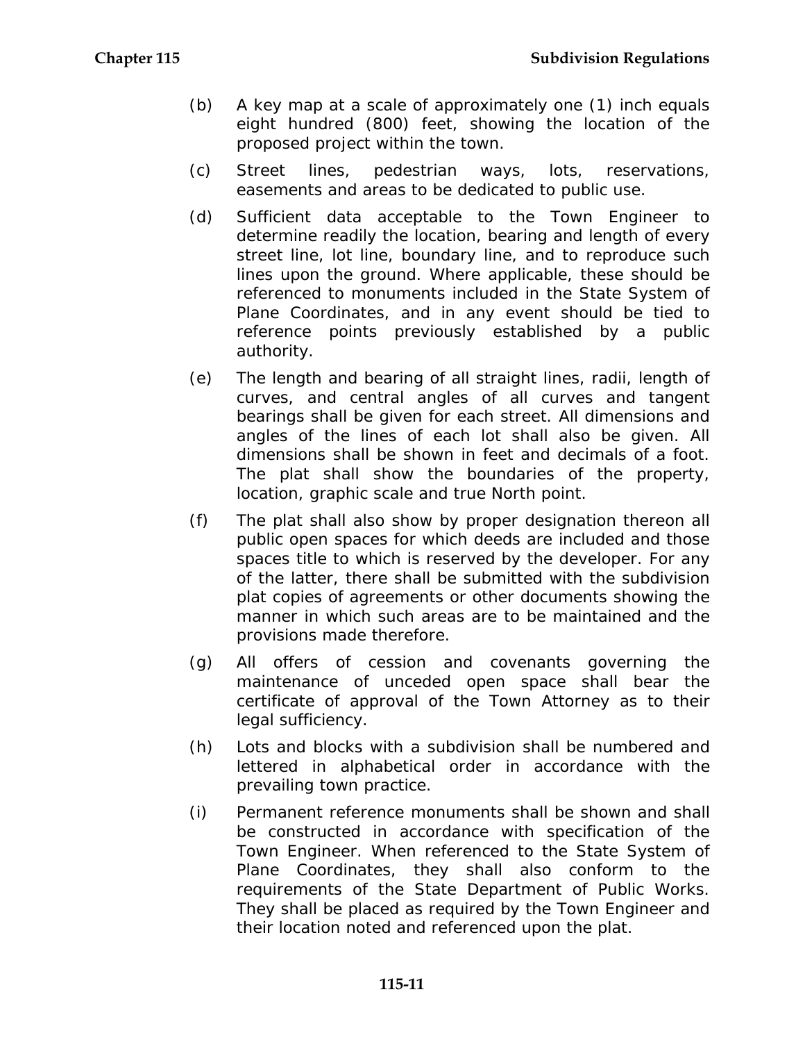(b) A key map at a scale of approximately one (1) inch equals eight hundred (800) feet, showing the location of the proposed project within the town.

(c) Street lines, pedestrian ways, lots, reservations, easements and areas to be dedicated to public use.

(d) Sufficient data acceptable to the Town Engineer to determine readily the location, bearing and length of every street line, lot line, boundary line, and to reproduce such lines upon the ground. Where applicable, these should be referenced to monuments included in the State System of Plane Coordinates, and in any event should be tied to reference points previously established by a public authority.

(e) The length and bearing of all straight lines, radii, length of curves, and central angles of all curves and tangent bearings shall be given for each street. All dimensions and angles of the lines of each lot shall also be given. All dimensions shall be shown in feet and decimals of a foot. The plat shall show the boundaries of the property, location, graphic scale and true North point.

(f) The plat shall also show by proper designation thereon all public open spaces for which deeds are included and those spaces title to which is reserved by the developer. For any of the latter, there shall be submitted with the subdivision plat copies of agreements or other documents showing the manner in which such areas are to be maintained and the provisions made therefore.

(g) All offers of cession and covenants governing the maintenance of unceded open space shall bear the certificate of approval of the Town Attorney as to their legal sufficiency.

(h) Lots and blocks with a subdivision shall be numbered and lettered in alphabetical order in accordance with the prevailing town practice.

(i) Permanent reference monuments shall be shown and shall be constructed in accordance with specification of the Town Engineer. When referenced to the State System of Plane Coordinates, they shall also conform to the requirements of the State Department of Public Works. They shall be placed as required by the Town Engineer and their location noted and referenced upon the plat.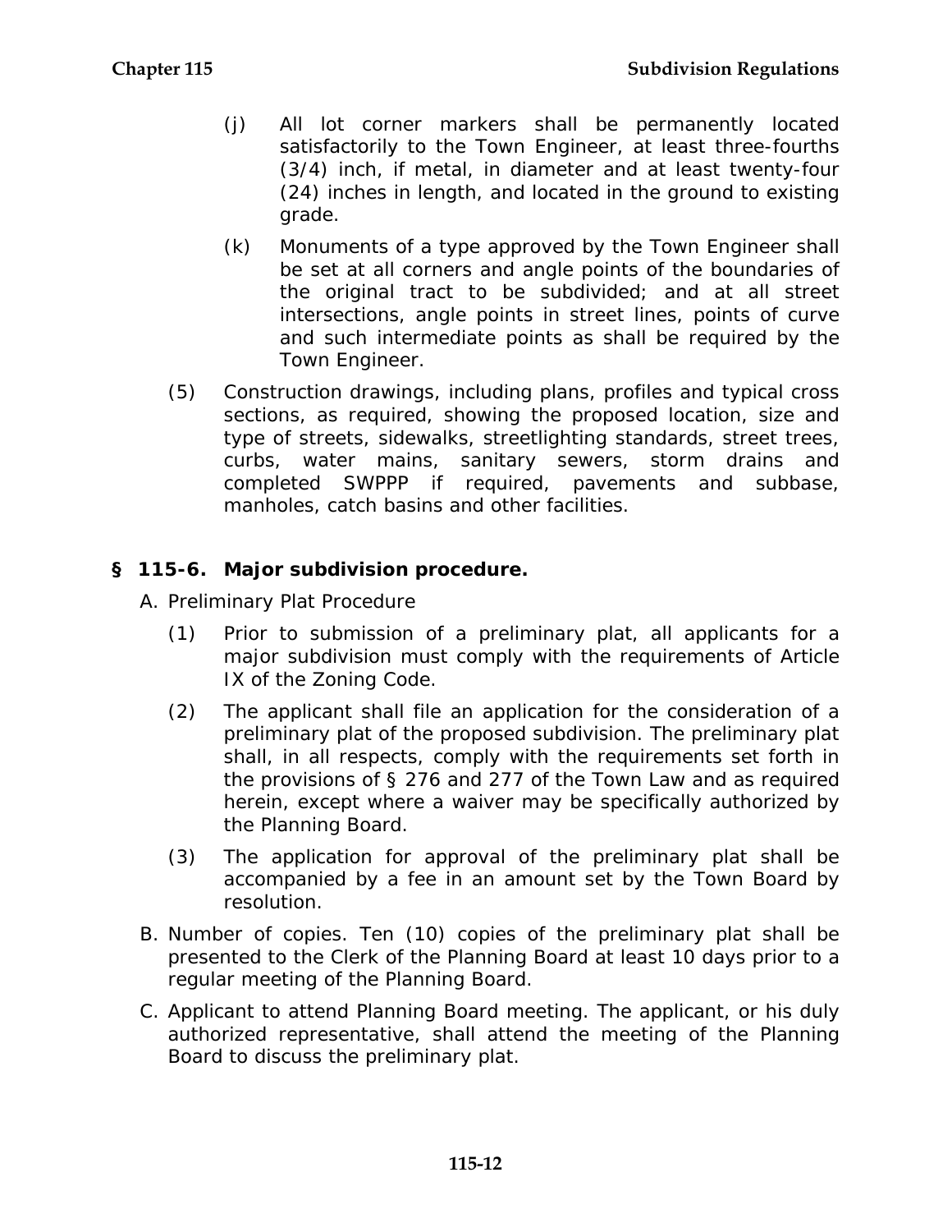(j) All lot corner markers shall be permanently located satisfactorily to the Town Engineer, at least three-fourths (3/4) inch, if metal, in diameter and at least twenty-four (24) inches in length, and located in the ground to existing grade.

(k) Monuments of a type approved by the Town Engineer shall be set at all corners and angle points of the boundaries of the original tract to be subdivided; and at all street intersections, angle points in street lines, points of curve and such intermediate points as shall be required by the Town Engineer.

(5) Construction drawings, including plans, profiles and typical cross sections, as required, showing the proposed location, size and type of streets, sidewalks, streetlighting standards, street trees, curbs, water mains, sanitary sewers, storm drains and completed SWPPP if required, pavements and subbase, manholes, catch basins and other facilities.

## § 115-6. Major subdivision procedure.

A. Preliminary Plat Procedure

(1) Prior to submission of a preliminary plat, all applicants for a major subdivision must comply with the requirements of Article IX of the Zoning Code.

(2) The applicant shall file an application for the consideration of a preliminary plat of the proposed subdivision. The preliminary plat shall, in all respects, comply with the requirements set forth in the provisions of § 276 and 277 of the Town Law and as required herein, except where a waiver may be specifically authorized by the Planning Board.

(3) The application for approval of the preliminary plat shall be accompanied by a fee in an amount set by the Town Board by resolution.

B. Number of copies. Ten (10) copies of the preliminary plat shall be presented to the Clerk of the Planning Board at least 10 days prior to a regular meeting of the Planning Board.

C. Applicant to attend Planning Board meeting. The applicant, or his duly authorized representative, shall attend the meeting of the Planning Board to discuss the preliminary plat.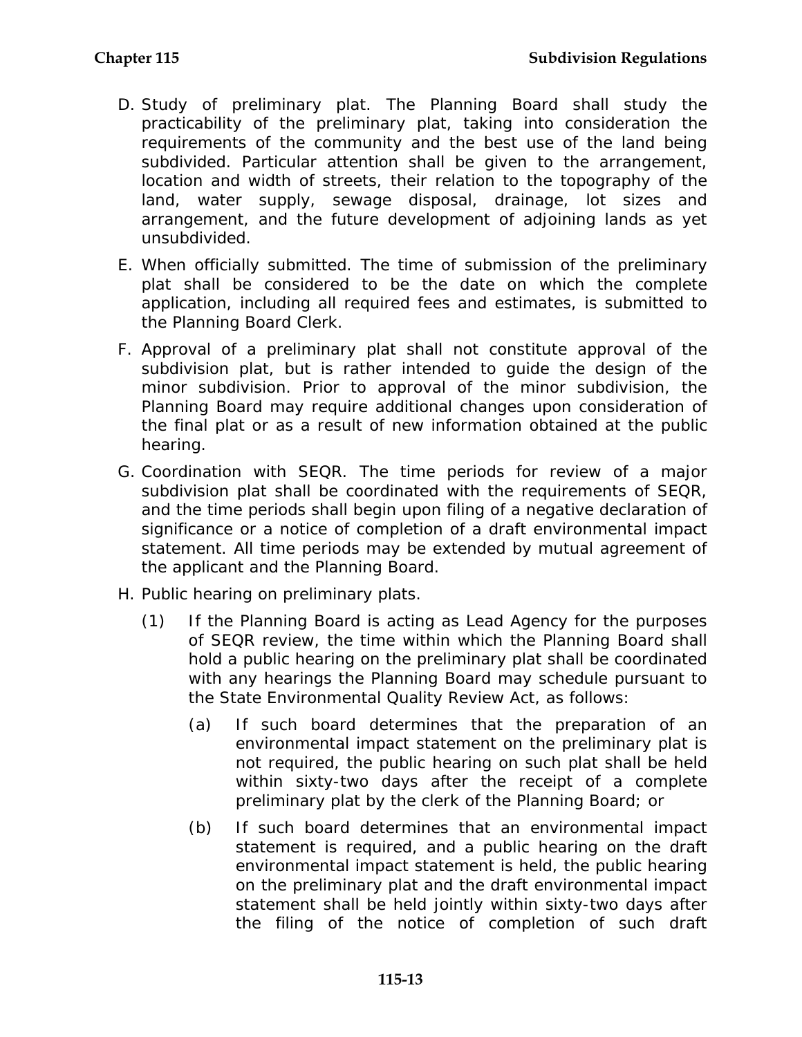D. Study of preliminary plat. The Planning Board shall study the practicability of the preliminary plat, taking into consideration the requirements of the community and the best use of the land being subdivided. Particular attention shall be given to the arrangement, location and width of streets, their relation to the topography of the land, water supply, sewage disposal, drainage, lot sizes and arrangement, and the future development of adjoining lands as yet unsubdivided.

E. When officially submitted. The time of submission of the preliminary plat shall be considered to be the date on which the complete application, including all required fees and estimates, is submitted to the Planning Board Clerk.

F. Approval of a preliminary plat shall not constitute approval of the subdivision plat, but is rather intended to guide the design of the minor subdivision. Prior to approval of the minor subdivision, the Planning Board may require additional changes upon consideration of the final plat or as a result of new information obtained at the public hearing.

G. Coordination with SEQR. The time periods for review of a major subdivision plat shall be coordinated with the requirements of SEQR, and the time periods shall begin upon filing of a negative declaration of significance or a notice of completion of a draft environmental impact statement. All time periods may be extended by mutual agreement of the applicant and the Planning Board.

H. Public hearing on preliminary plats.

   (1) If the Planning Board is acting as Lead Agency for the purposes of SEQR review, the time within which the Planning Board shall hold a public hearing on the preliminary plat shall be coordinated with any hearings the Planning Board may schedule pursuant to the State Environmental Quality Review Act, as follows:

      (a) If such board determines that the preparation of an environmental impact statement on the preliminary plat is not required, the public hearing on such plat shall be held within sixty-two days after the receipt of a complete preliminary plat by the clerk of the Planning Board; or

      (b) If such board determines that an environmental impact statement is required, and a public hearing on the draft environmental impact statement is held, the public hearing on the preliminary plat and the draft environmental impact statement shall be held jointly within sixty-two days after the filing of the notice of completion of such draft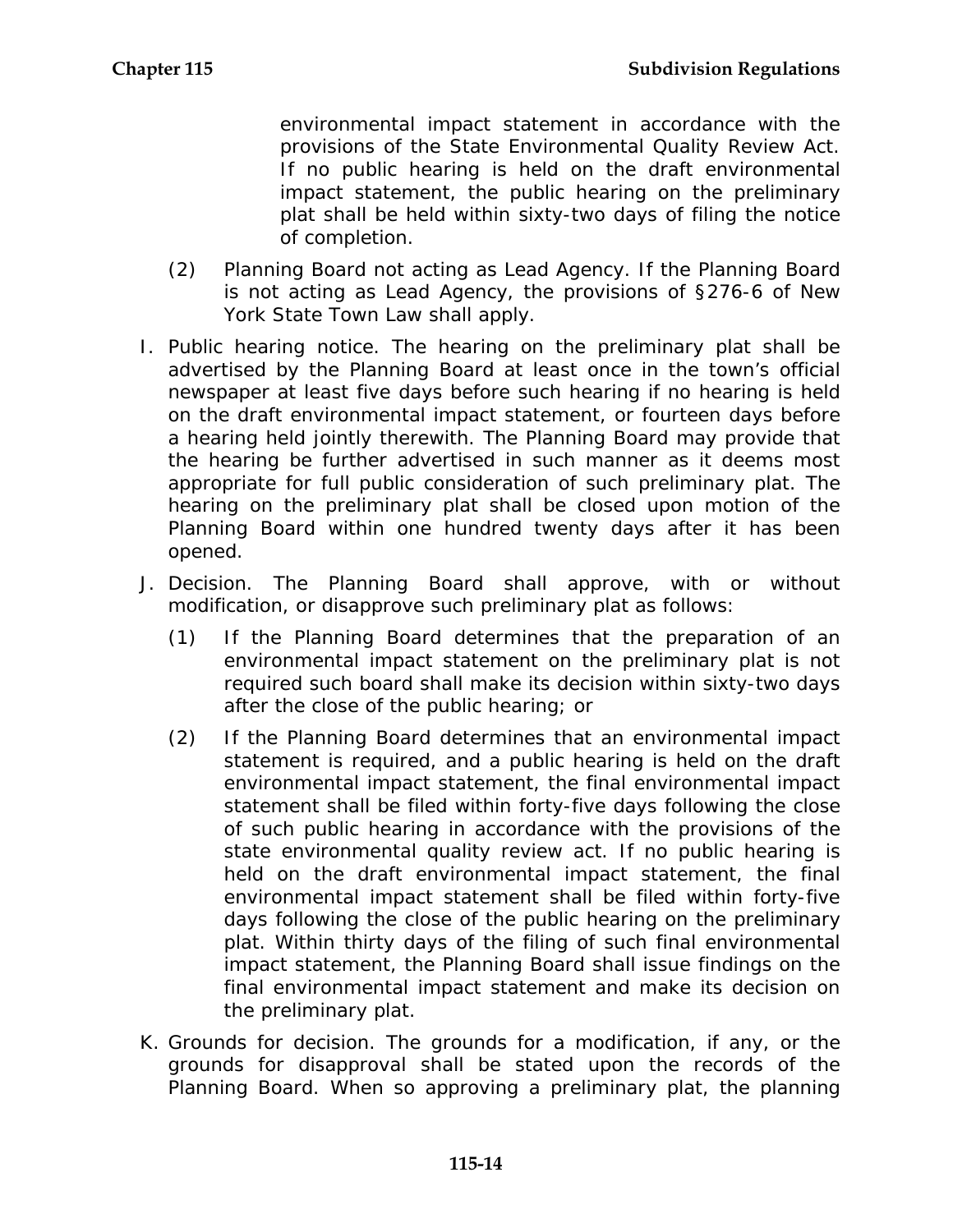environmental impact statement in accordance with the provisions of the State Environmental Quality Review Act. If no public hearing is held on the draft environmental impact statement, the public hearing on the preliminary plat shall be held within sixty-two days of filing the notice of completion.

(2) Planning Board not acting as Lead Agency. If the Planning Board is not acting as Lead Agency, the provisions of §276-6 of New York State Town Law shall apply.

I. Public hearing notice. The hearing on the preliminary plat shall be advertised by the Planning Board at least once in the town's official newspaper at least five days before such hearing if no hearing is held on the draft environmental impact statement, or fourteen days before a hearing held jointly therewith. The Planning Board may provide that the hearing be further advertised in such manner as it deems most appropriate for full public consideration of such preliminary plat. The hearing on the preliminary plat shall be closed upon motion of the Planning Board within one hundred twenty days after it has been opened.

J. Decision. The Planning Board shall approve, with or without modification, or disapprove such preliminary plat as follows:

(1) If the Planning Board determines that the preparation of an environmental impact statement on the preliminary plat is not required such board shall make its decision within sixty-two days after the close of the public hearing; or

(2) If the Planning Board determines that an environmental impact statement is required, and a public hearing is held on the draft environmental impact statement, the final environmental impact statement shall be filed within forty-five days following the close of such public hearing in accordance with the provisions of the state environmental quality review act. If no public hearing is held on the draft environmental impact statement, the final environmental impact statement shall be filed within forty-five days following the close of the public hearing on the preliminary plat. Within thirty days of the filing of such final environmental impact statement, the Planning Board shall issue findings on the final environmental impact statement and make its decision on the preliminary plat.

K. Grounds for decision. The grounds for a modification, if any, or the grounds for disapproval shall be stated upon the records of the Planning Board. When so approving a preliminary plat, the planning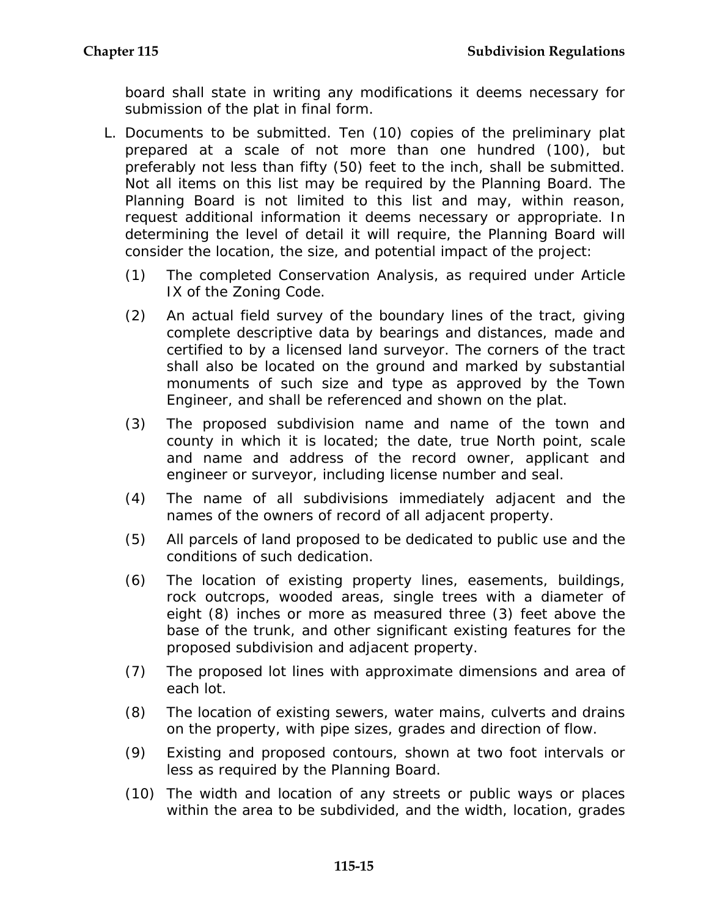board shall state in writing any modifications it deems necessary for submission of the plat in final form.

L. Documents to be submitted. Ten (10) copies of the preliminary plat prepared at a scale of not more than one hundred (100), but preferably not less than fifty (50) feet to the inch, shall be submitted. Not all items on this list may be required by the Planning Board. The Planning Board is not limited to this list and may, within reason, request additional information it deems necessary or appropriate. In determining the level of detail it will require, the Planning Board will consider the location, the size, and potential impact of the project:

   (1) The completed Conservation Analysis, as required under Article IX of the Zoning Code.

   (2) An actual field survey of the boundary lines of the tract, giving complete descriptive data by bearings and distances, made and certified to by a licensed land surveyor. The corners of the tract shall also be located on the ground and marked by substantial monuments of such size and type as approved by the Town Engineer, and shall be referenced and shown on the plat.

   (3) The proposed subdivision name and name of the town and county in which it is located; the date, true North point, scale and name and address of the record owner, applicant and engineer or surveyor, including license number and seal.

   (4) The name of all subdivisions immediately adjacent and the names of the owners of record of all adjacent property.

   (5) All parcels of land proposed to be dedicated to public use and the conditions of such dedication.

   (6) The location of existing property lines, easements, buildings, rock outcrops, wooded areas, single trees with a diameter of eight (8) inches or more as measured three (3) feet above the base of the trunk, and other significant existing features for the proposed subdivision and adjacent property.

   (7) The proposed lot lines with approximate dimensions and area of each lot.

   (8) The location of existing sewers, water mains, culverts and drains on the property, with pipe sizes, grades and direction of flow.

   (9) Existing and proposed contours, shown at two foot intervals or less as required by the Planning Board.

   (10) The width and location of any streets or public ways or places within the area to be subdivided, and the width, location, grades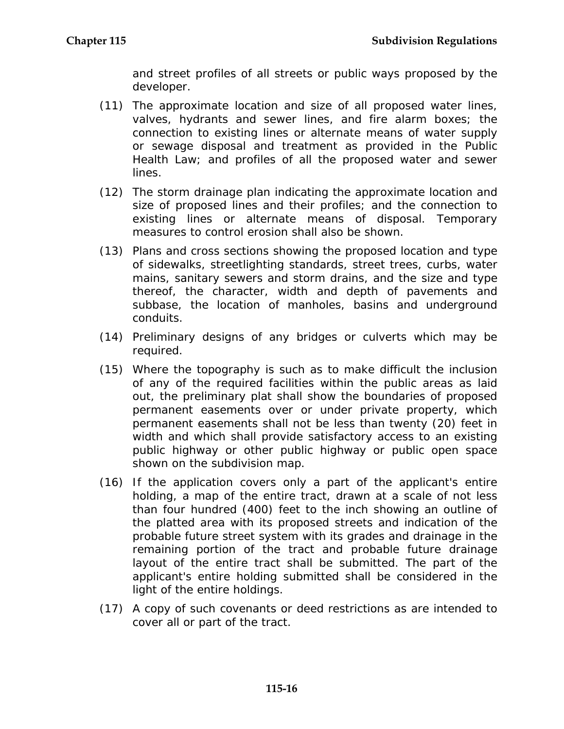and street profiles of all streets or public ways proposed by the developer.

(11) The approximate location and size of all proposed water lines, valves, hydrants and sewer lines, and fire alarm boxes; the connection to existing lines or alternate means of water supply or sewage disposal and treatment as provided in the Public Health Law; and profiles of all the proposed water and sewer lines.

(12) The storm drainage plan indicating the approximate location and size of proposed lines and their profiles; and the connection to existing lines or alternate means of disposal. Temporary measures to control erosion shall also be shown.

(13) Plans and cross sections showing the proposed location and type of sidewalks, streetlighting standards, street trees, curbs, water mains, sanitary sewers and storm drains, and the size and type thereof, the character, width and depth of pavements and subbase, the location of manholes, basins and underground conduits.

(14) Preliminary designs of any bridges or culverts which may be required.

(15) Where the topography is such as to make difficult the inclusion of any of the required facilities within the public areas as laid out, the preliminary plat shall show the boundaries of proposed permanent easements over or under private property, which permanent easements shall not be less than twenty (20) feet in width and which shall provide satisfactory access to an existing public highway or other public highway or public open space shown on the subdivision map.

(16) If the application covers only a part of the applicant's entire holding, a map of the entire tract, drawn at a scale of not less than four hundred (400) feet to the inch showing an outline of the platted area with its proposed streets and indication of the probable future street system with its grades and drainage in the remaining portion of the tract and probable future drainage layout of the entire tract shall be submitted. The part of the applicant's entire holding submitted shall be considered in the light of the entire holdings.

(17) A copy of such covenants or deed restrictions as are intended to cover all or part of the tract.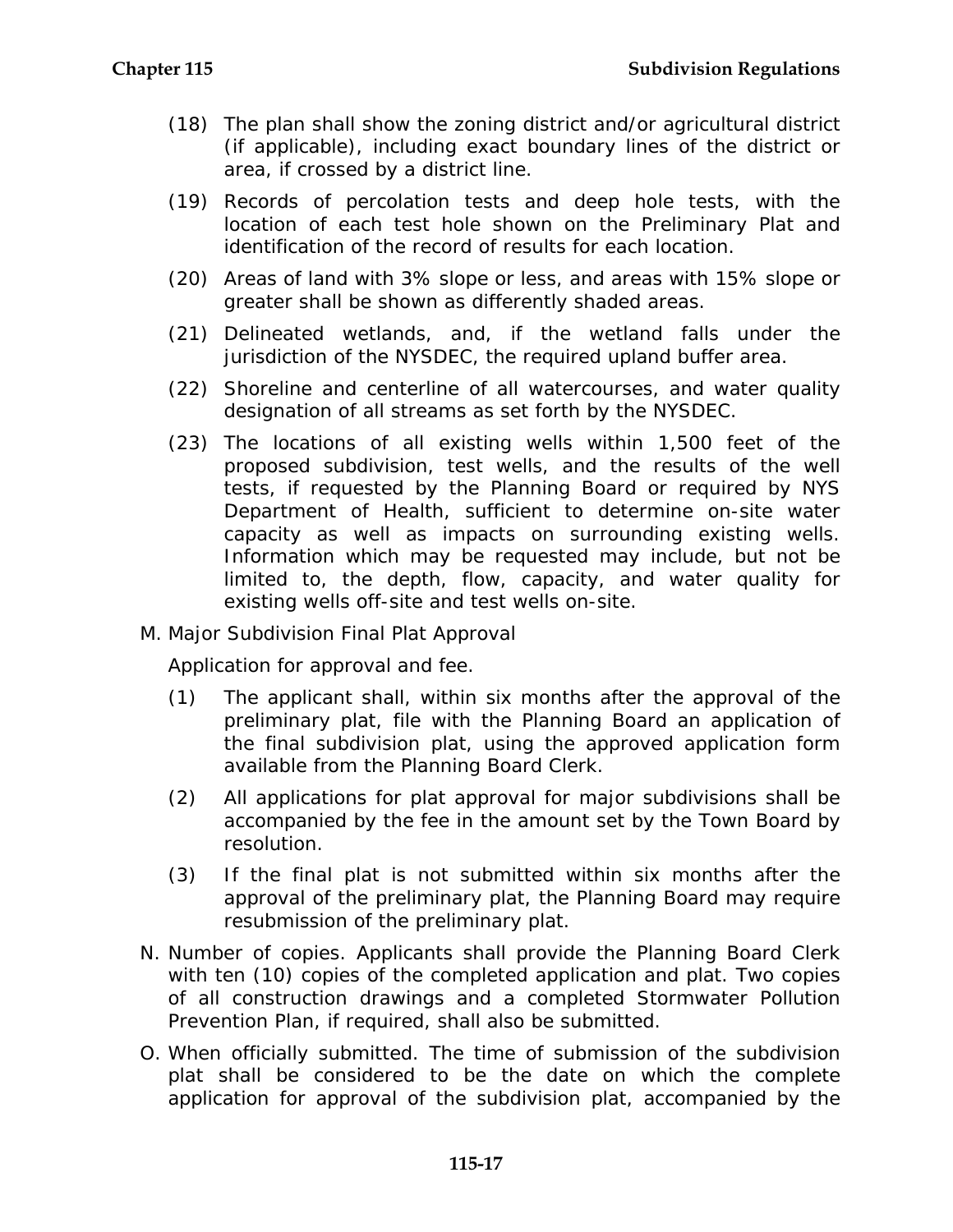(18) The plan shall show the zoning district and/or agricultural district (if applicable), including exact boundary lines of the district or area, if crossed by a district line.

(19) Records of percolation tests and deep hole tests, with the location of each test hole shown on the Preliminary Plat and identification of the record of results for each location.

(20) Areas of land with 3% slope or less, and areas with 15% slope or greater shall be shown as differently shaded areas.

(21) Delineated wetlands, and, if the wetland falls under the jurisdiction of the NYSDEC, the required upland buffer area.

(22) Shoreline and centerline of all watercourses, and water quality designation of all streams as set forth by the NYSDEC.

(23) The locations of all existing wells within 1,500 feet of the proposed subdivision, test wells, and the results of the well tests, if requested by the Planning Board or required by NYS Department of Health, sufficient to determine on-site water capacity as well as impacts on surrounding existing wells. Information which may be requested may include, but not be limited to, the depth, flow, capacity, and water quality for existing wells off-site and test wells on-site.

M. Major Subdivision Final Plat Approval

Application for approval and fee.

(1) The applicant shall, within six months after the approval of the preliminary plat, file with the Planning Board an application of the final subdivision plat, using the approved application form available from the Planning Board Clerk.

(2) All applications for plat approval for major subdivisions shall be accompanied by the fee in the amount set by the Town Board by resolution.

(3) If the final plat is not submitted within six months after the approval of the preliminary plat, the Planning Board may require resubmission of the preliminary plat.

N. Number of copies. Applicants shall provide the Planning Board Clerk with ten (10) copies of the completed application and plat. Two copies of all construction drawings and a completed Stormwater Pollution Prevention Plan, if required, shall also be submitted.

O. When officially submitted. The time of submission of the subdivision plat shall be considered to be the date on which the complete application for approval of the subdivision plat, accompanied by the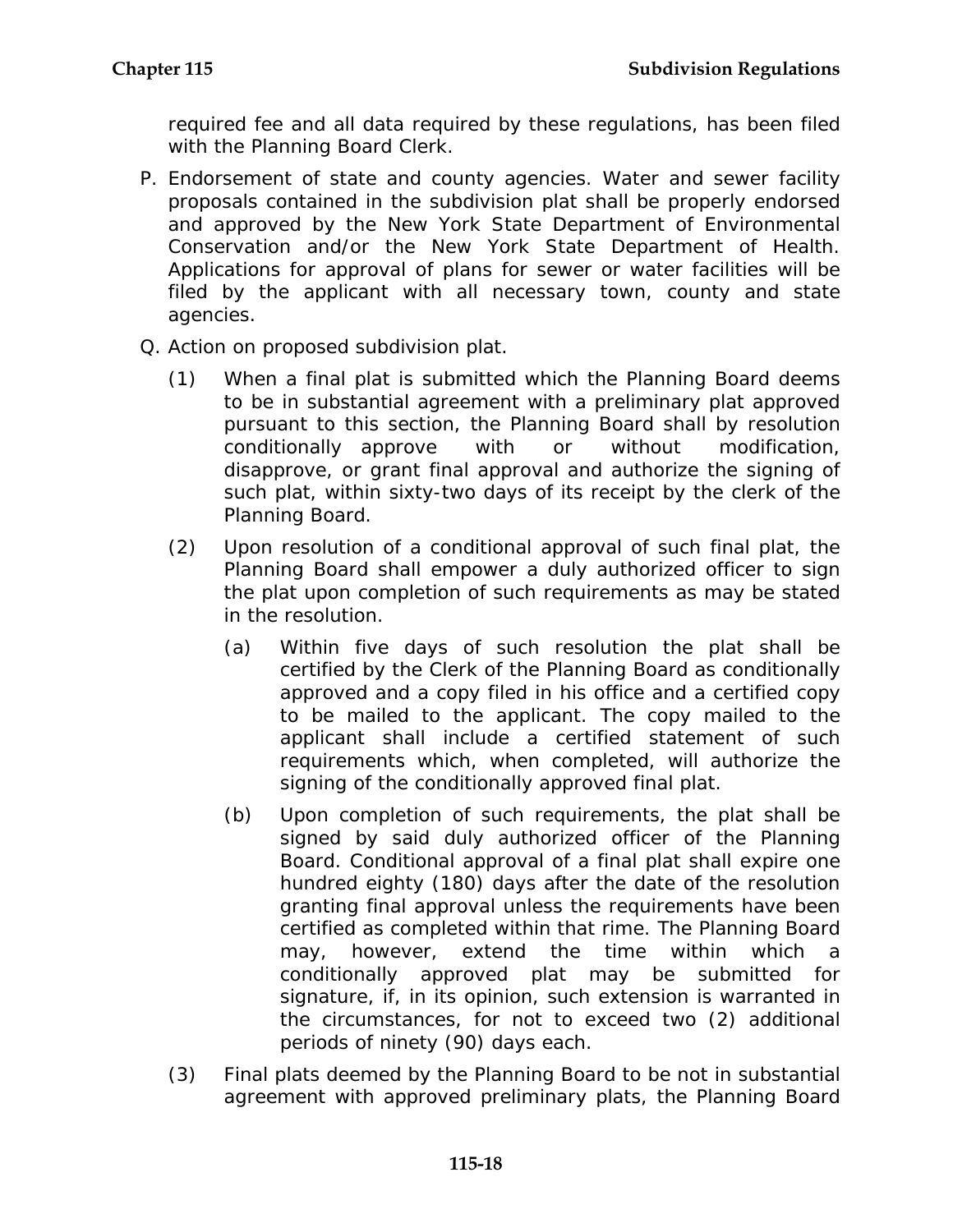required fee and all data required by these regulations, has been filed with the Planning Board Clerk.

P. Endorsement of state and county agencies. Water and sewer facility proposals contained in the subdivision plat shall be properly endorsed and approved by the New York State Department of Environmental Conservation and/or the New York State Department of Health. Applications for approval of plans for sewer or water facilities will be filed by the applicant with all necessary town, county and state agencies.

Q. Action on proposed subdivision plat.

   (1) When a final plat is submitted which the Planning Board deems to be in substantial agreement with a preliminary plat approved pursuant to this section, the Planning Board shall by resolution conditionally approve with or without modification, disapprove, or grant final approval and authorize the signing of such plat, within sixty-two days of its receipt by the clerk of the Planning Board.

   (2) Upon resolution of a conditional approval of such final plat, the Planning Board shall empower a duly authorized officer to sign the plat upon completion of such requirements as may be stated in the resolution.

      (a) Within five days of such resolution the plat shall be certified by the Clerk of the Planning Board as conditionally approved and a copy filed in his office and a certified copy to be mailed to the applicant. The copy mailed to the applicant shall include a certified statement of such requirements which, when completed, will authorize the signing of the conditionally approved final plat.

      (b) Upon completion of such requirements, the plat shall be signed by said duly authorized officer of the Planning Board. Conditional approval of a final plat shall expire one hundred eighty (180) days after the date of the resolution granting final approval unless the requirements have been certified as completed within that rime. The Planning Board may, however, extend the time within which a conditionally approved plat may be submitted for signature, if, in its opinion, such extension is warranted in the circumstances, for not to exceed two (2) additional periods of ninety (90) days each.

   (3) Final plats deemed by the Planning Board to be not in substantial agreement with approved preliminary plats, the Planning Board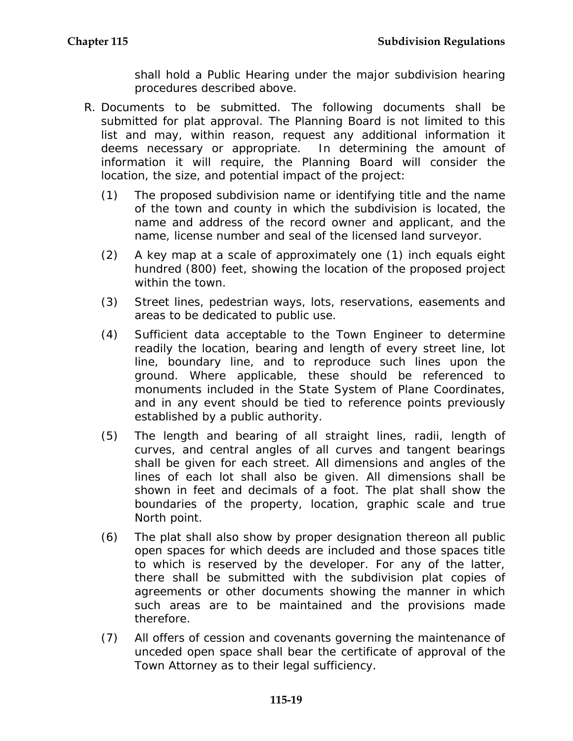shall hold a Public Hearing under the major subdivision hearing procedures described above.

R. Documents to be submitted. The following documents shall be submitted for plat approval. The Planning Board is not limited to this list and may, within reason, request any additional information it deems necessary or appropriate. In determining the amount of information it will require, the Planning Board will consider the location, the size, and potential impact of the project:

(1) The proposed subdivision name or identifying title and the name of the town and county in which the subdivision is located, the name and address of the record owner and applicant, and the name, license number and seal of the licensed land surveyor.

(2) A key map at a scale of approximately one (1) inch equals eight hundred (800) feet, showing the location of the proposed project within the town.

(3) Street lines, pedestrian ways, lots, reservations, easements and areas to be dedicated to public use.

(4) Sufficient data acceptable to the Town Engineer to determine readily the location, bearing and length of every street line, lot line, boundary line, and to reproduce such lines upon the ground. Where applicable, these should be referenced to monuments included in the State System of Plane Coordinates, and in any event should be tied to reference points previously established by a public authority.

(5) The length and bearing of all straight lines, radii, length of curves, and central angles of all curves and tangent bearings shall be given for each street. All dimensions and angles of the lines of each lot shall also be given. All dimensions shall be shown in feet and decimals of a foot. The plat shall show the boundaries of the property, location, graphic scale and true North point.

(6) The plat shall also show by proper designation thereon all public open spaces for which deeds are included and those spaces title to which is reserved by the developer. For any of the latter, there shall be submitted with the subdivision plat copies of agreements or other documents showing the manner in which such areas are to be maintained and the provisions made therefore.

(7) All offers of cession and covenants governing the maintenance of unceded open space shall bear the certificate of approval of the Town Attorney as to their legal sufficiency.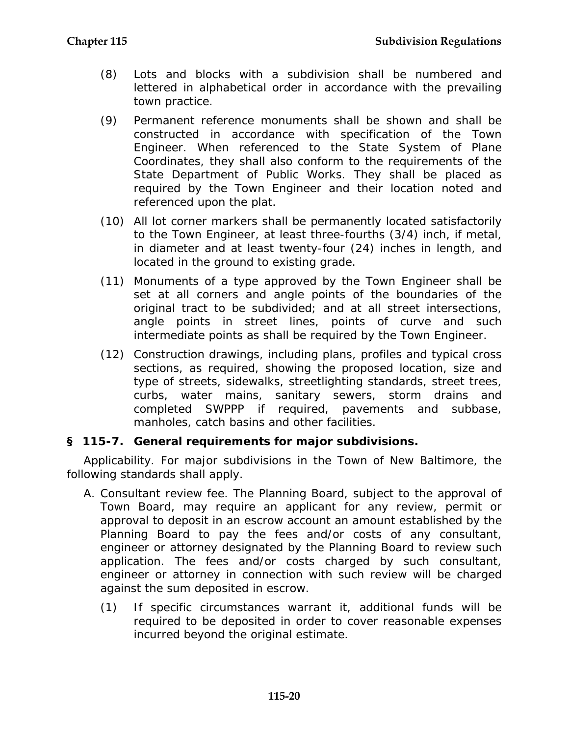(8) Lots and blocks with a subdivision shall be numbered and lettered in alphabetical order in accordance with the prevailing town practice.

(9) Permanent reference monuments shall be shown and shall be constructed in accordance with specification of the Town Engineer. When referenced to the State System of Plane Coordinates, they shall also conform to the requirements of the State Department of Public Works. They shall be placed as required by the Town Engineer and their location noted and referenced upon the plat.

(10) All lot corner markers shall be permanently located satisfactorily to the Town Engineer, at least three-fourths (3/4) inch, if metal, in diameter and at least twenty-four (24) inches in length, and located in the ground to existing grade.

(11) Monuments of a type approved by the Town Engineer shall be set at all corners and angle points of the boundaries of the original tract to be subdivided; and at all street intersections, angle points in street lines, points of curve and such intermediate points as shall be required by the Town Engineer.

(12) Construction drawings, including plans, profiles and typical cross sections, as required, showing the proposed location, size and type of streets, sidewalks, streetlighting standards, street trees, curbs, water mains, sanitary sewers, storm drains and completed SWPPP if required, pavements and subbase, manholes, catch basins and other facilities.

## § 115-7. General requirements for major subdivisions.

Applicability. For major subdivisions in the Town of New Baltimore, the following standards shall apply.

A. Consultant review fee. The Planning Board, subject to the approval of Town Board, may require an applicant for any review, permit or approval to deposit in an escrow account an amount established by the Planning Board to pay the fees and/or costs of any consultant, engineer or attorney designated by the Planning Board to review such application. The fees and/or costs charged by such consultant, engineer or attorney in connection with such review will be charged against the sum deposited in escrow.

(1) If specific circumstances warrant it, additional funds will be required to be deposited in order to cover reasonable expenses incurred beyond the original estimate.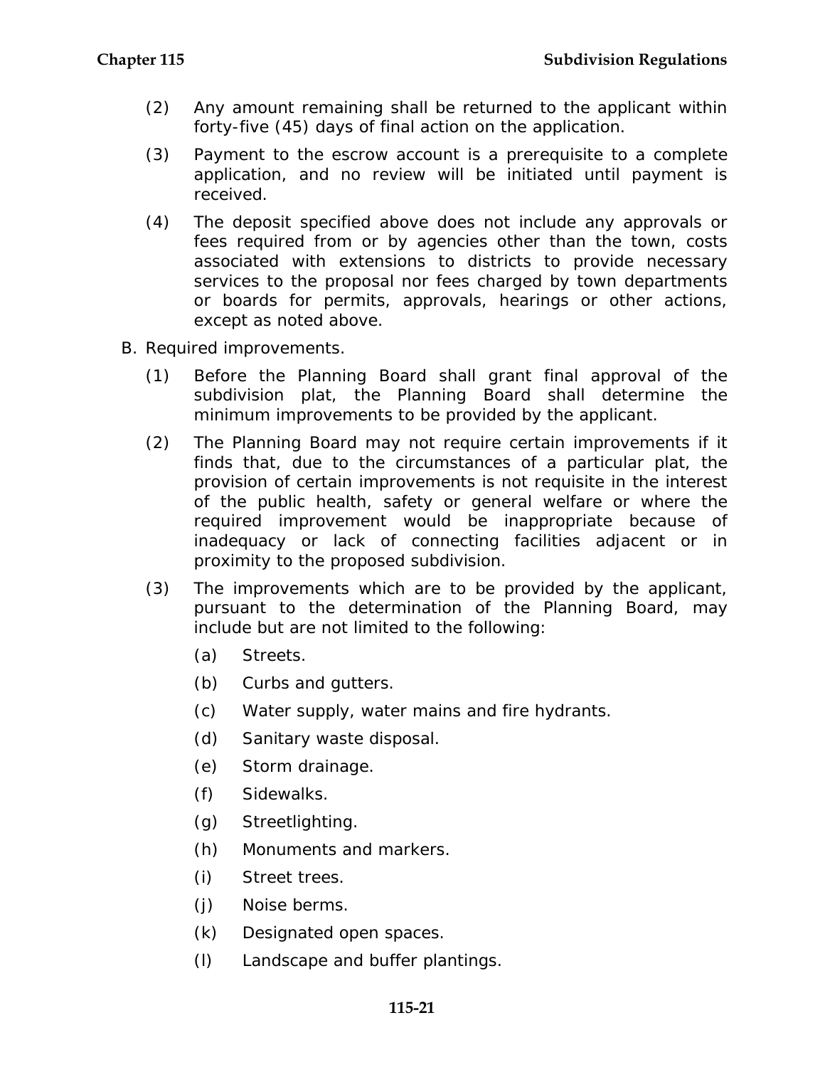(2) Any amount remaining shall be returned to the applicant within forty-five (45) days of final action on the application.

(3) Payment to the escrow account is a prerequisite to a complete application, and no review will be initiated until payment is received.

(4) The deposit specified above does not include any approvals or fees required from or by agencies other than the town, costs associated with extensions to districts to provide necessary services to the proposal nor fees charged by town departments or boards for permits, approvals, hearings or other actions, except as noted above.

B. Required improvements.

(1) Before the Planning Board shall grant final approval of the subdivision plat, the Planning Board shall determine the minimum improvements to be provided by the applicant.

(2) The Planning Board may not require certain improvements if it finds that, due to the circumstances of a particular plat, the provision of certain improvements is not requisite in the interest of the public health, safety or general welfare or where the required improvement would be inappropriate because of inadequacy or lack of connecting facilities adjacent or in proximity to the proposed subdivision.

(3) The improvements which are to be provided by the applicant, pursuant to the determination of the Planning Board, may include but are not limited to the following:

(a) Streets.

(b) Curbs and gutters.

(c) Water supply, water mains and fire hydrants.

(d) Sanitary waste disposal.

(e) Storm drainage.

(f) Sidewalks.

(g) Streetlighting.

(h) Monuments and markers.

(i) Street trees.

(j) Noise berms.

(k) Designated open spaces.

(l) Landscape and buffer plantings.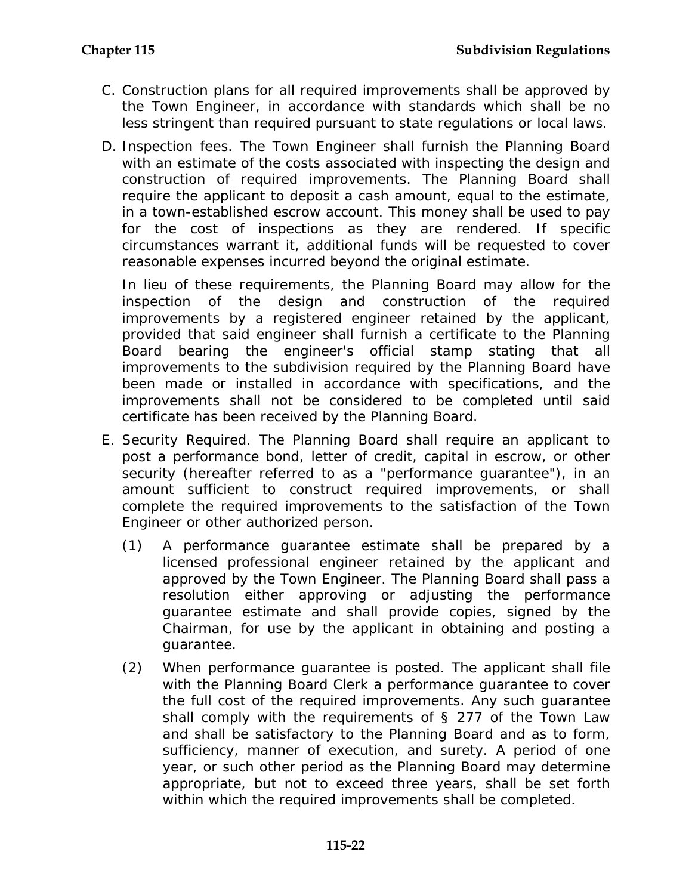C. Construction plans for all required improvements shall be approved by the Town Engineer, in accordance with standards which shall be no less stringent than required pursuant to state regulations or local laws.

D. Inspection fees. The Town Engineer shall furnish the Planning Board with an estimate of the costs associated with inspecting the design and construction of required improvements. The Planning Board shall require the applicant to deposit a cash amount, equal to the estimate, in a town-established escrow account. This money shall be used to pay for the cost of inspections as they are rendered. If specific circumstances warrant it, additional funds will be requested to cover reasonable expenses incurred beyond the original estimate.

   In lieu of these requirements, the Planning Board may allow for the inspection of the design and construction of the required improvements by a registered engineer retained by the applicant, provided that said engineer shall furnish a certificate to the Planning Board bearing the engineer's official stamp stating that all improvements to the subdivision required by the Planning Board have been made or installed in accordance with specifications, and the improvements shall not be considered to be completed until said certificate has been received by the Planning Board.

E. Security Required. The Planning Board shall require an applicant to post a performance bond, letter of credit, capital in escrow, or other security (hereafter referred to as a "performance guarantee"), in an amount sufficient to construct required improvements, or shall complete the required improvements to the satisfaction of the Town Engineer or other authorized person.

   (1) A performance guarantee estimate shall be prepared by a licensed professional engineer retained by the applicant and approved by the Town Engineer. The Planning Board shall pass a resolution either approving or adjusting the performance guarantee estimate and shall provide copies, signed by the Chairman, for use by the applicant in obtaining and posting a guarantee.

   (2) When performance guarantee is posted. The applicant shall file with the Planning Board Clerk a performance guarantee to cover the full cost of the required improvements. Any such guarantee shall comply with the requirements of § 277 of the Town Law and shall be satisfactory to the Planning Board and as to form, sufficiency, manner of execution, and surety. A period of one year, or such other period as the Planning Board may determine appropriate, but not to exceed three years, shall be set forth within which the required improvements shall be completed.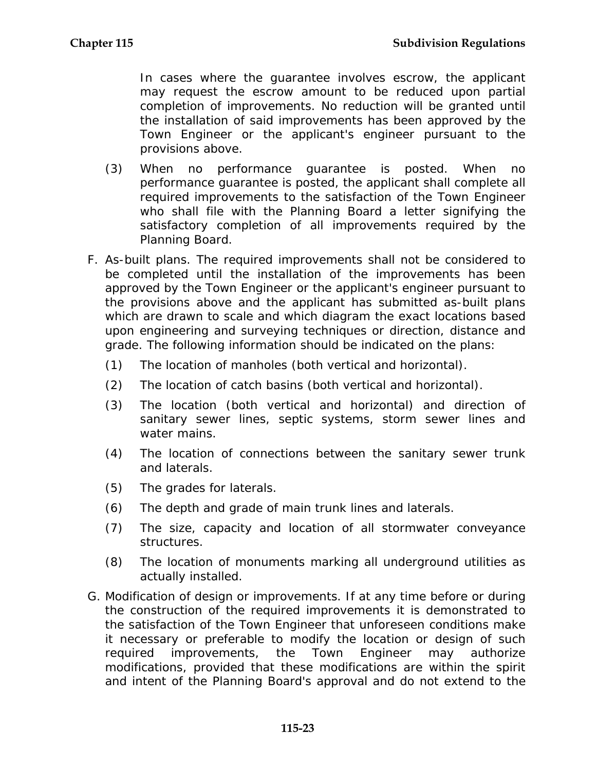In cases where the guarantee involves escrow, the applicant may request the escrow amount to be reduced upon partial completion of improvements. No reduction will be granted until the installation of said improvements has been approved by the Town Engineer or the applicant's engineer pursuant to the provisions above.

(3) When no performance guarantee is posted. When no performance guarantee is posted, the applicant shall complete all required improvements to the satisfaction of the Town Engineer who shall file with the Planning Board a letter signifying the satisfactory completion of all improvements required by the Planning Board.

F. As-built plans. The required improvements shall not be considered to be completed until the installation of the improvements has been approved by the Town Engineer or the applicant's engineer pursuant to the provisions above and the applicant has submitted as-built plans which are drawn to scale and which diagram the exact locations based upon engineering and surveying techniques or direction, distance and grade. The following information should be indicated on the plans:

(1) The location of manholes (both vertical and horizontal).

(2) The location of catch basins (both vertical and horizontal).

(3) The location (both vertical and horizontal) and direction of sanitary sewer lines, septic systems, storm sewer lines and water mains.

(4) The location of connections between the sanitary sewer trunk and laterals.

(5) The grades for laterals.

(6) The depth and grade of main trunk lines and laterals.

(7) The size, capacity and location of all stormwater conveyance structures.

(8) The location of monuments marking all underground utilities as actually installed.

G. Modification of design or improvements. If at any time before or during the construction of the required improvements it is demonstrated to the satisfaction of the Town Engineer that unforeseen conditions make it necessary or preferable to modify the location or design of such required improvements, the Town Engineer may authorize modifications, provided that these modifications are within the spirit and intent of the Planning Board's approval and do not extend to the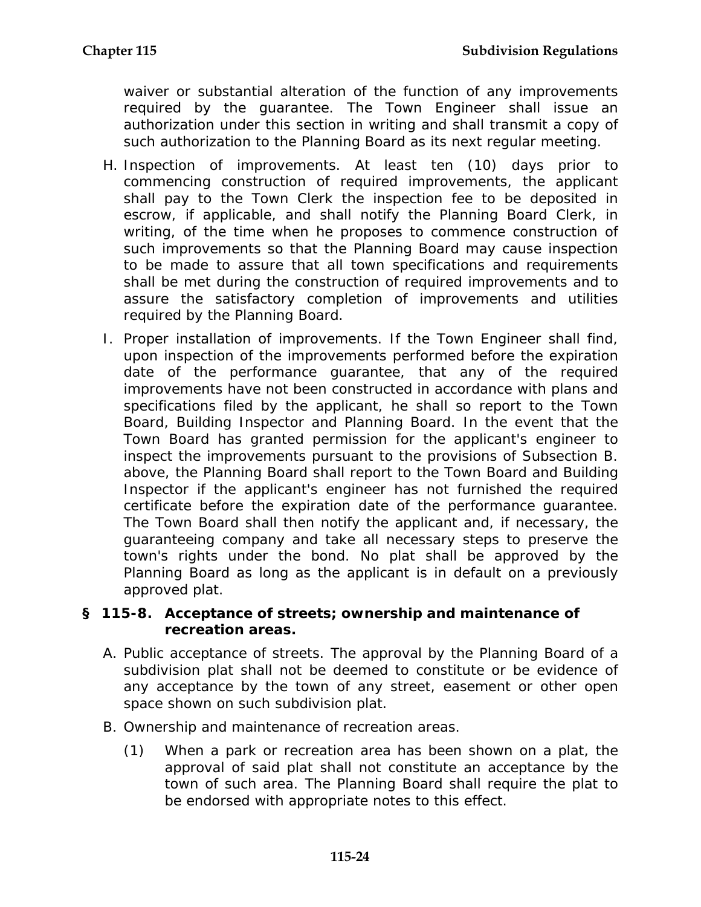waiver or substantial alteration of the function of any improvements required by the guarantee. The Town Engineer shall issue an authorization under this section in writing and shall transmit a copy of such authorization to the Planning Board as its next regular meeting.

H. Inspection of improvements. At least ten (10) days prior to commencing construction of required improvements, the applicant shall pay to the Town Clerk the inspection fee to be deposited in escrow, if applicable, and shall notify the Planning Board Clerk, in writing, of the time when he proposes to commence construction of such improvements so that the Planning Board may cause inspection to be made to assure that all town specifications and requirements shall be met during the construction of required improvements and to assure the satisfactory completion of improvements and utilities required by the Planning Board.

I. Proper installation of improvements. If the Town Engineer shall find, upon inspection of the improvements performed before the expiration date of the performance guarantee, that any of the required improvements have not been constructed in accordance with plans and specifications filed by the applicant, he shall so report to the Town Board, Building Inspector and Planning Board. In the event that the Town Board has granted permission for the applicant's engineer to inspect the improvements pursuant to the provisions of Subsection B. above, the Planning Board shall report to the Town Board and Building Inspector if the applicant's engineer has not furnished the required certificate before the expiration date of the performance guarantee. The Town Board shall then notify the applicant and, if necessary, the guaranteeing company and take all necessary steps to preserve the town's rights under the bond. No plat shall be approved by the Planning Board as long as the applicant is in default on a previously approved plat.

### § 115-8. Acceptance of streets; ownership and maintenance of recreation areas.

A. Public acceptance of streets. The approval by the Planning Board of a subdivision plat shall not be deemed to constitute or be evidence of any acceptance by the town of any street, easement or other open space shown on such subdivision plat.

B. Ownership and maintenance of recreation areas.

(1) When a park or recreation area has been shown on a plat, the approval of said plat shall not constitute an acceptance by the town of such area. The Planning Board shall require the plat to be endorsed with appropriate notes to this effect.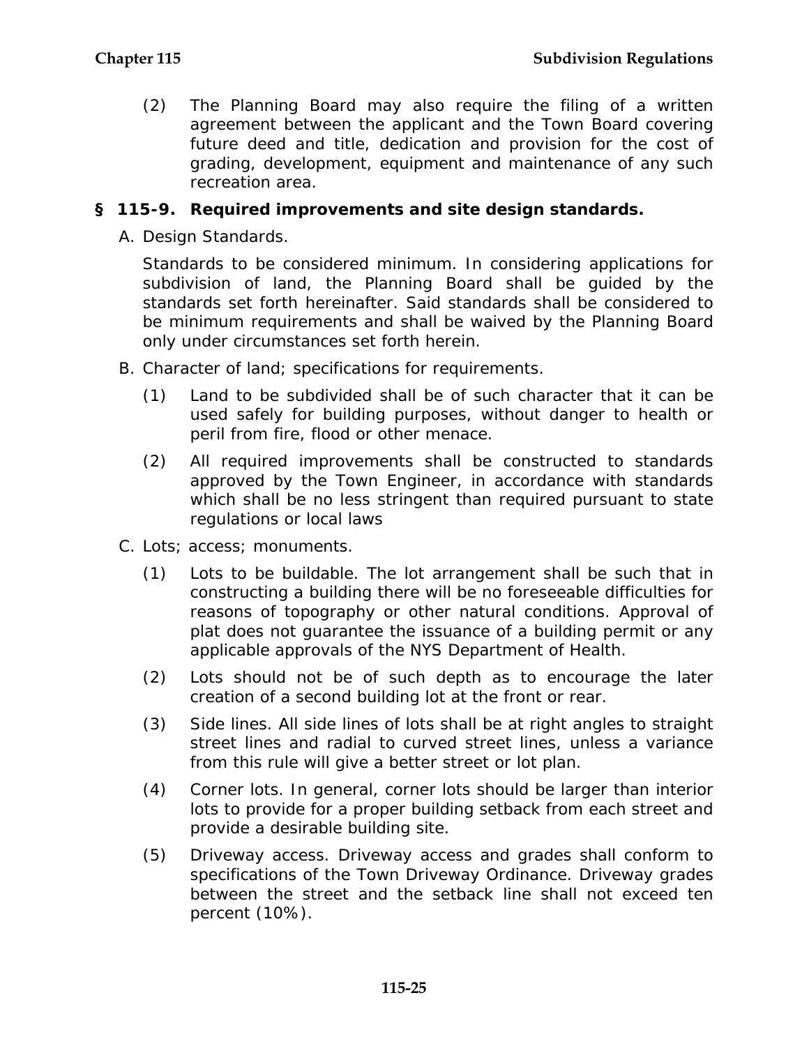(2) The Planning Board may also require the filing of a written agreement between the applicant and the Town Board covering future deed and title, dedication and provision for the cost of grading, development, equipment and maintenance of any such recreation area.

## § 115-9. Required improvements and site design standards.

A. Design Standards.

Standards to be considered minimum. In considering applications for subdivision of land, the Planning Board shall be guided by the standards set forth hereinafter. Said standards shall be considered to be minimum requirements and shall be waived by the Planning Board only under circumstances set forth herein.

B. Character of land; specifications for requirements.

(1) Land to be subdivided shall be of such character that it can be used safely for building purposes, without danger to health or peril from fire, flood or other menace.

(2) All required improvements shall be constructed to standards approved by the Town Engineer, in accordance with standards which shall be no less stringent than required pursuant to state regulations or local laws

C. Lots; access; monuments.

(1) Lots to be buildable. The lot arrangement shall be such that in constructing a building there will be no foreseeable difficulties for reasons of topography or other natural conditions. Approval of plat does not guarantee the issuance of a building permit or any applicable approvals of the NYS Department of Health.

(2) Lots should not be of such depth as to encourage the later creation of a second building lot at the front or rear.

(3) Side lines. All side lines of lots shall be at right angles to straight street lines and radial to curved street lines, unless a variance from this rule will give a better street or lot plan.

(4) Corner lots. In general, corner lots should be larger than interior lots to provide for a proper building setback from each street and provide a desirable building site.

(5) Driveway access. Driveway access and grades shall conform to specifications of the Town Driveway Ordinance. Driveway grades between the street and the setback line shall not exceed ten percent (10%).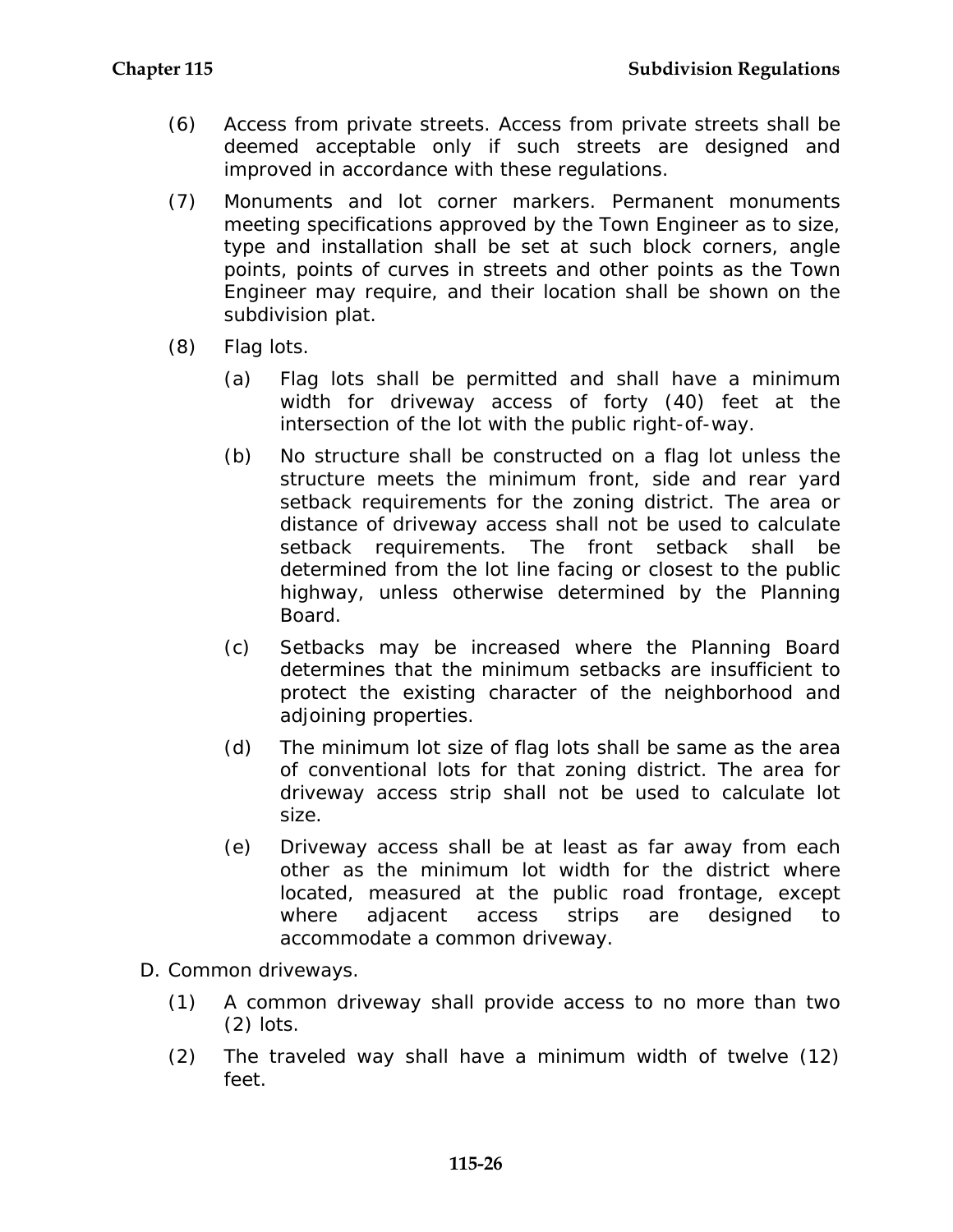(6) Access from private streets. Access from private streets shall be deemed acceptable only if such streets are designed and improved in accordance with these regulations.

(7) Monuments and lot corner markers. Permanent monuments meeting specifications approved by the Town Engineer as to size, type and installation shall be set at such block corners, angle points, points of curves in streets and other points as the Town Engineer may require, and their location shall be shown on the subdivision plat.

(8) Flag lots.

(a) Flag lots shall be permitted and shall have a minimum width for driveway access of forty (40) feet at the intersection of the lot with the public right-of-way.

(b) No structure shall be constructed on a flag lot unless the structure meets the minimum front, side and rear yard setback requirements for the zoning district. The area or distance of driveway access shall not be used to calculate setback requirements. The front setback shall be determined from the lot line facing or closest to the public highway, unless otherwise determined by the Planning Board.

(c) Setbacks may be increased where the Planning Board determines that the minimum setbacks are insufficient to protect the existing character of the neighborhood and adjoining properties.

(d) The minimum lot size of flag lots shall be same as the area of conventional lots for that zoning district. The area for driveway access strip shall not be used to calculate lot size.

(e) Driveway access shall be at least as far away from each other as the minimum lot width for the district where located, measured at the public road frontage, except where adjacent access strips are designed to accommodate a common driveway.

D. Common driveways.

(1) A common driveway shall provide access to no more than two (2) lots.

(2) The traveled way shall have a minimum width of twelve (12) feet.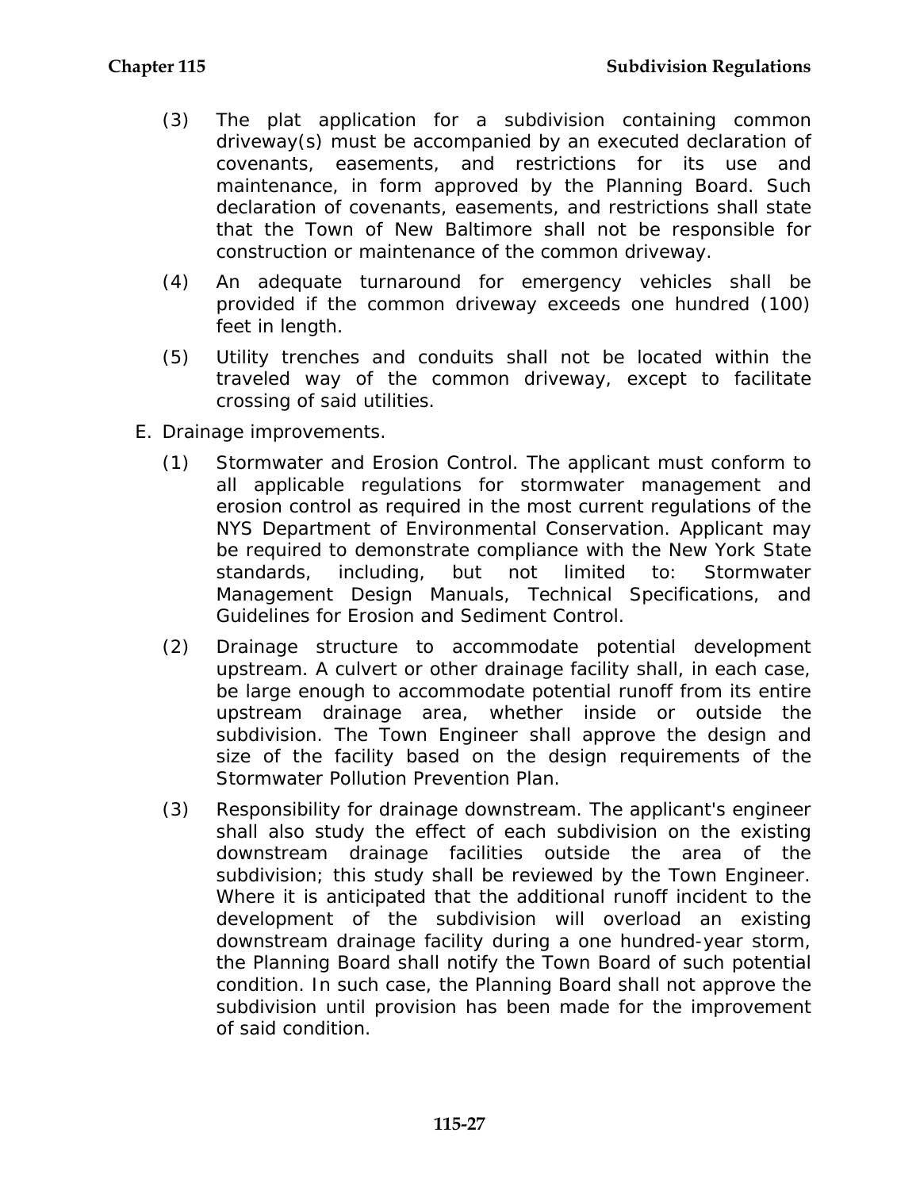(3) The plat application for a subdivision containing common driveway(s) must be accompanied by an executed declaration of covenants, easements, and restrictions for its use and maintenance, in form approved by the Planning Board. Such declaration of covenants, easements, and restrictions shall state that the Town of New Baltimore shall not be responsible for construction or maintenance of the common driveway.

(4) An adequate turnaround for emergency vehicles shall be provided if the common driveway exceeds one hundred (100) feet in length.

(5) Utility trenches and conduits shall not be located within the traveled way of the common driveway, except to facilitate crossing of said utilities.

E. Drainage improvements.

(1) Stormwater and Erosion Control. The applicant must conform to all applicable regulations for stormwater management and erosion control as required in the most current regulations of the NYS Department of Environmental Conservation. Applicant may be required to demonstrate compliance with the New York State standards, including, but not limited to: Stormwater Management Design Manuals, Technical Specifications, and Guidelines for Erosion and Sediment Control.

(2) Drainage structure to accommodate potential development upstream. A culvert or other drainage facility shall, in each case, be large enough to accommodate potential runoff from its entire upstream drainage area, whether inside or outside the subdivision. The Town Engineer shall approve the design and size of the facility based on the design requirements of the Stormwater Pollution Prevention Plan.

(3) Responsibility for drainage downstream. The applicant's engineer shall also study the effect of each subdivision on the existing downstream drainage facilities outside the area of the subdivision; this study shall be reviewed by the Town Engineer. Where it is anticipated that the additional runoff incident to the development of the subdivision will overload an existing downstream drainage facility during a one hundred-year storm, the Planning Board shall notify the Town Board of such potential condition. In such case, the Planning Board shall not approve the subdivision until provision has been made for the improvement of said condition.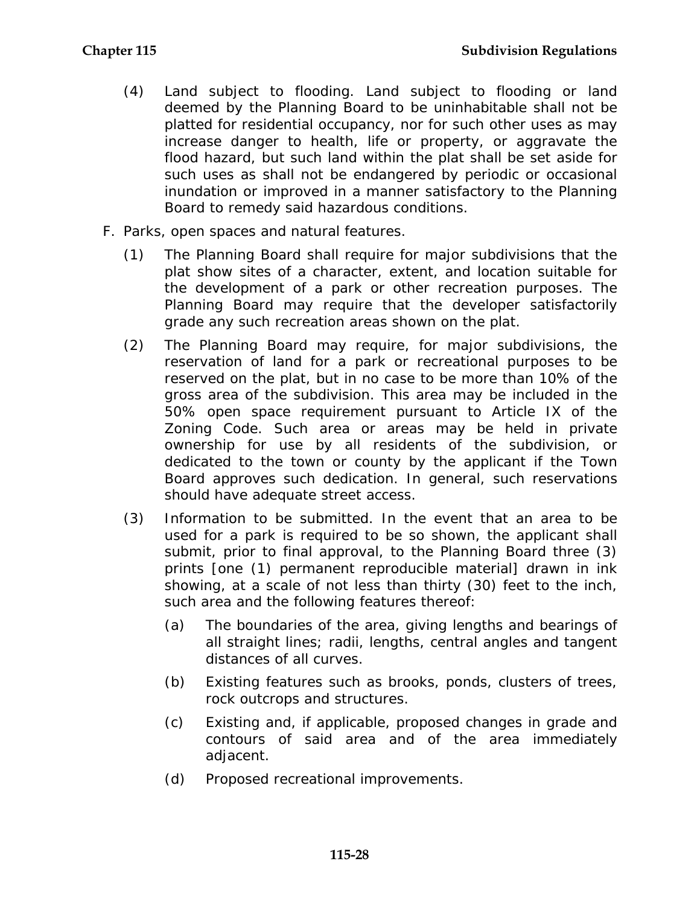(4) Land subject to flooding. Land subject to flooding or land deemed by the Planning Board to be uninhabitable shall not be platted for residential occupancy, nor for such other uses as may increase danger to health, life or property, or aggravate the flood hazard, but such land within the plat shall be set aside for such uses as shall not be endangered by periodic or occasional inundation or improved in a manner satisfactory to the Planning Board to remedy said hazardous conditions.

F. Parks, open spaces and natural features.

(1) The Planning Board shall require for major subdivisions that the plat show sites of a character, extent, and location suitable for the development of a park or other recreation purposes. The Planning Board may require that the developer satisfactorily grade any such recreation areas shown on the plat.

(2) The Planning Board may require, for major subdivisions, the reservation of land for a park or recreational purposes to be reserved on the plat, but in no case to be more than 10% of the gross area of the subdivision. This area may be included in the 50% open space requirement pursuant to Article IX of the Zoning Code. Such area or areas may be held in private ownership for use by all residents of the subdivision, or dedicated to the town or county by the applicant if the Town Board approves such dedication. In general, such reservations should have adequate street access.

(3) Information to be submitted. In the event that an area to be used for a park is required to be so shown, the applicant shall submit, prior to final approval, to the Planning Board three (3) prints [one (1) permanent reproducible material] drawn in ink showing, at a scale of not less than thirty (30) feet to the inch, such area and the following features thereof:

(a) The boundaries of the area, giving lengths and bearings of all straight lines; radii, lengths, central angles and tangent distances of all curves.

(b) Existing features such as brooks, ponds, clusters of trees, rock outcrops and structures.

(c) Existing and, if applicable, proposed changes in grade and contours of said area and of the area immediately adjacent.

(d) Proposed recreational improvements.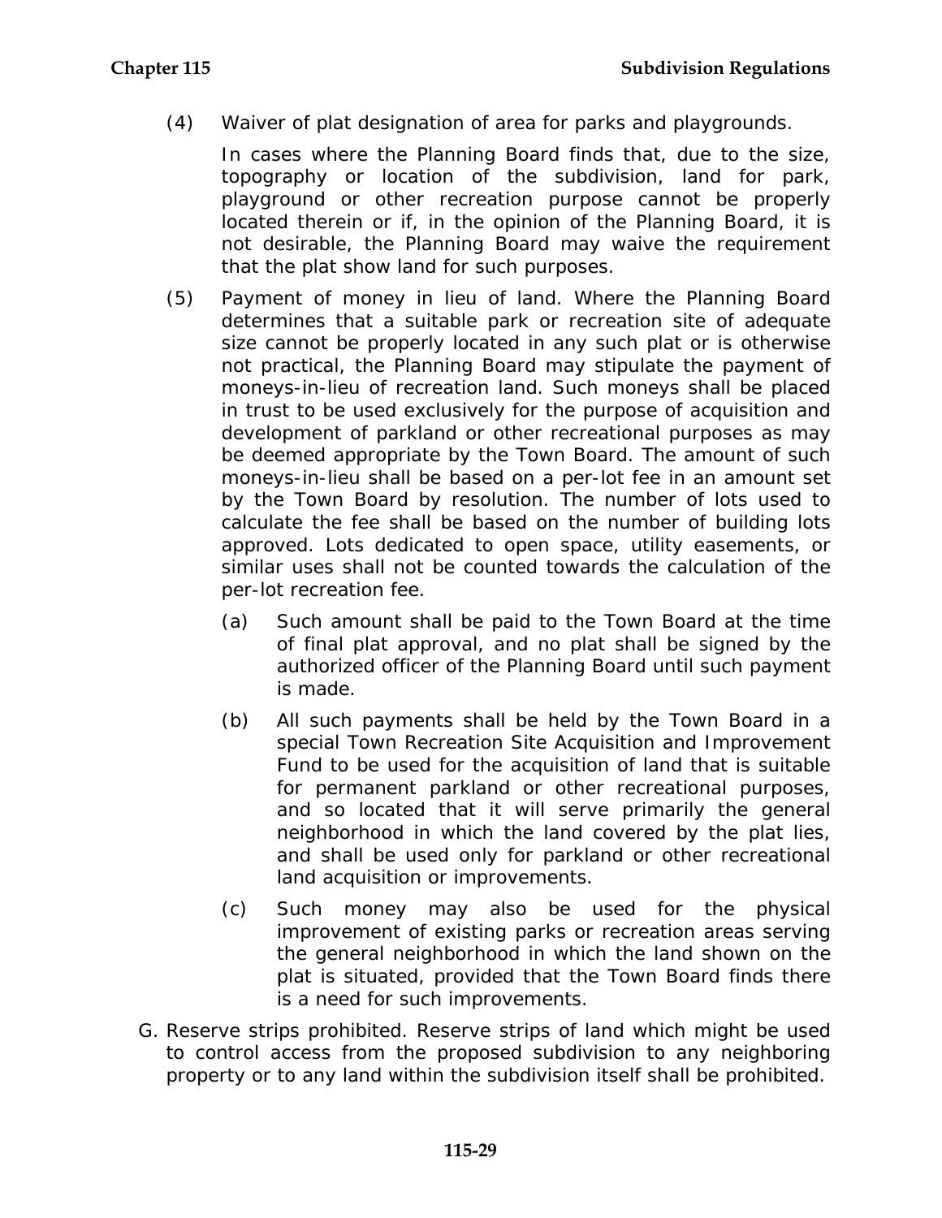(4) Waiver of plat designation of area for parks and playgrounds.

In cases where the Planning Board finds that, due to the size, topography or location of the subdivision, land for park, playground or other recreation purpose cannot be properly located therein or if, in the opinion of the Planning Board, it is not desirable, the Planning Board may waive the requirement that the plat show land for such purposes.

(5) Payment of money in lieu of land. Where the Planning Board determines that a suitable park or recreation site of adequate size cannot be properly located in any such plat or is otherwise not practical, the Planning Board may stipulate the payment of moneys-in-lieu of recreation land. Such moneys shall be placed in trust to be used exclusively for the purpose of acquisition and development of parkland or other recreational purposes as may be deemed appropriate by the Town Board. The amount of such moneys-in-lieu shall be based on a per-lot fee in an amount set by the Town Board by resolution. The number of lots used to calculate the fee shall be based on the number of building lots approved. Lots dedicated to open space, utility easements, or similar uses shall not be counted towards the calculation of the per-lot recreation fee.

(a) Such amount shall be paid to the Town Board at the time of final plat approval, and no plat shall be signed by the authorized officer of the Planning Board until such payment is made.

(b) All such payments shall be held by the Town Board in a special Town Recreation Site Acquisition and Improvement Fund to be used for the acquisition of land that is suitable for permanent parkland or other recreational purposes, and so located that it will serve primarily the general neighborhood in which the land covered by the plat lies, and shall be used only for parkland or other recreational land acquisition or improvements.

(c) Such money may also be used for the physical improvement of existing parks or recreation areas serving the general neighborhood in which the land shown on the plat is situated, provided that the Town Board finds there is a need for such improvements.

G. Reserve strips prohibited. Reserve strips of land which might be used to control access from the proposed subdivision to any neighboring property or to any land within the subdivision itself shall be prohibited.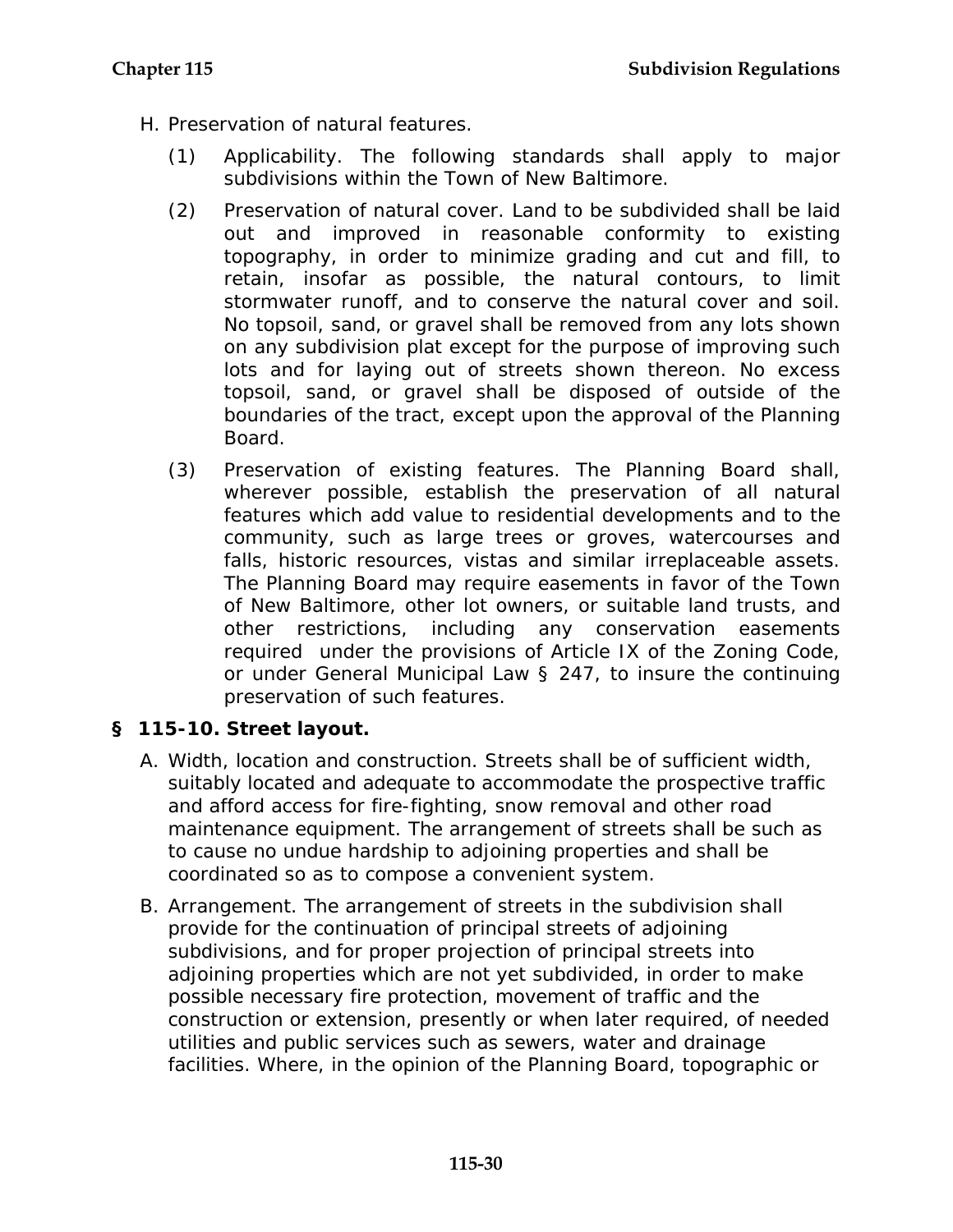H. Preservation of natural features.

(1) Applicability. The following standards shall apply to major subdivisions within the Town of New Baltimore.

(2) Preservation of natural cover. Land to be subdivided shall be laid out and improved in reasonable conformity to existing topography, in order to minimize grading and cut and fill, to retain, insofar as possible, the natural contours, to limit stormwater runoff, and to conserve the natural cover and soil. No topsoil, sand, or gravel shall be removed from any lots shown on any subdivision plat except for the purpose of improving such lots and for laying out of streets shown thereon. No excess topsoil, sand, or gravel shall be disposed of outside of the boundaries of the tract, except upon the approval of the Planning Board.

(3) Preservation of existing features. The Planning Board shall, wherever possible, establish the preservation of all natural features which add value to residential developments and to the community, such as large trees or groves, watercourses and falls, historic resources, vistas and similar irreplaceable assets. The Planning Board may require easements in favor of the Town of New Baltimore, other lot owners, or suitable land trusts, and other restrictions, including any conservation easements required under the provisions of Article IX of the Zoning Code, or under General Municipal Law § 247, to insure the continuing preservation of such features.

## § 115-10. Street layout.

A. Width, location and construction. Streets shall be of sufficient width, suitably located and adequate to accommodate the prospective traffic and afford access for fire-fighting, snow removal and other road maintenance equipment. The arrangement of streets shall be such as to cause no undue hardship to adjoining properties and shall be coordinated so as to compose a convenient system.

B. Arrangement. The arrangement of streets in the subdivision shall provide for the continuation of principal streets of adjoining subdivisions, and for proper projection of principal streets into adjoining properties which are not yet subdivided, in order to make possible necessary fire protection, movement of traffic and the construction or extension, presently or when later required, of needed utilities and public services such as sewers, water and drainage facilities. Where, in the opinion of the Planning Board, topographic or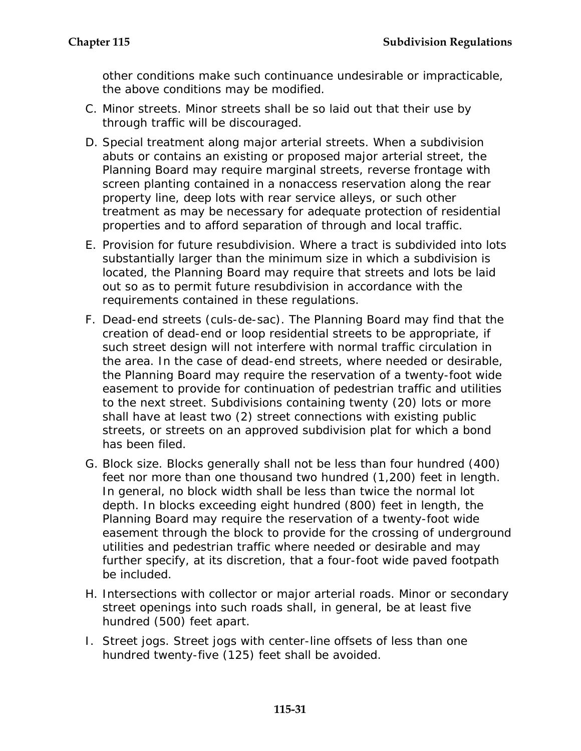other conditions make such continuance undesirable or impracticable, the above conditions may be modified.

C. Minor streets. Minor streets shall be so laid out that their use by through traffic will be discouraged.

D. Special treatment along major arterial streets. When a subdivision abuts or contains an existing or proposed major arterial street, the Planning Board may require marginal streets, reverse frontage with screen planting contained in a nonaccess reservation along the rear property line, deep lots with rear service alleys, or such other treatment as may be necessary for adequate protection of residential properties and to afford separation of through and local traffic.

E. Provision for future resubdivision. Where a tract is subdivided into lots substantially larger than the minimum size in which a subdivision is located, the Planning Board may require that streets and lots be laid out so as to permit future resubdivision in accordance with the requirements contained in these regulations.

F. Dead-end streets (culs-de-sac). The Planning Board may find that the creation of dead-end or loop residential streets to be appropriate, if such street design will not interfere with normal traffic circulation in the area. In the case of dead-end streets, where needed or desirable, the Planning Board may require the reservation of a twenty-foot wide easement to provide for continuation of pedestrian traffic and utilities to the next street. Subdivisions containing twenty (20) lots or more shall have at least two (2) street connections with existing public streets, or streets on an approved subdivision plat for which a bond has been filed.

G. Block size. Blocks generally shall not be less than four hundred (400) feet nor more than one thousand two hundred (1,200) feet in length. In general, no block width shall be less than twice the normal lot depth. In blocks exceeding eight hundred (800) feet in length, the Planning Board may require the reservation of a twenty-foot wide easement through the block to provide for the crossing of underground utilities and pedestrian traffic where needed or desirable and may further specify, at its discretion, that a four-foot wide paved footpath be included.

H. Intersections with collector or major arterial roads. Minor or secondary street openings into such roads shall, in general, be at least five hundred (500) feet apart.

I. Street jogs. Street jogs with center-line offsets of less than one hundred twenty-five (125) feet shall be avoided.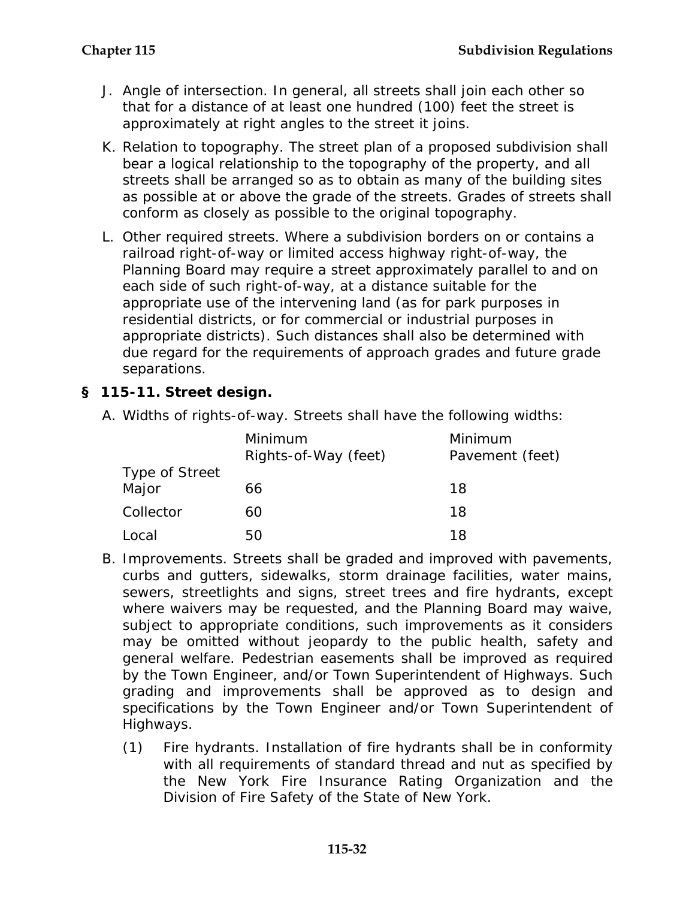J. Angle of intersection. In general, all streets shall join each other so that for a distance of at least one hundred (100) feet the street is approximately at right angles to the street it joins.

K. Relation to topography. The street plan of a proposed subdivision shall bear a logical relationship to the topography of the property, and all streets shall be arranged so as to obtain as many of the building sites as possible at or above the grade of the streets. Grades of streets shall conform as closely as possible to the original topography.

L. Other required streets. Where a subdivision borders on or contains a railroad right-of-way or limited access highway right-of-way, the Planning Board may require a street approximately parallel to and on each side of such right-of-way, at a distance suitable for the appropriate use of the intervening land (as for park purposes in residential districts, or for commercial or industrial purposes in appropriate districts). Such distances shall also be determined with due regard for the requirements of approach grades and future grade separations.

### § 115-11. Street design.

A. Widths of rights-of-way. Streets shall have the following widths:

| Type of Street | Minimum Rights-of-Way (feet) | Minimum Pavement (feet) |
|---|---|---|
| Major | 66 | 18 |
| Collector | 60 | 18 |
| Local | 50 | 18 |

B. Improvements. Streets shall be graded and improved with pavements, curbs and gutters, sidewalks, storm drainage facilities, water mains, sewers, streetlights and signs, street trees and fire hydrants, except where waivers may be requested, and the Planning Board may waive, subject to appropriate conditions, such improvements as it considers may be omitted without jeopardy to the public health, safety and general welfare. Pedestrian easements shall be improved as required by the Town Engineer, and/or Town Superintendent of Highways. Such grading and improvements shall be approved as to design and specifications by the Town Engineer and/or Town Superintendent of Highways.

(1) Fire hydrants. Installation of fire hydrants shall be in conformity with all requirements of standard thread and nut as specified by the New York Fire Insurance Rating Organization and the Division of Fire Safety of the State of New York.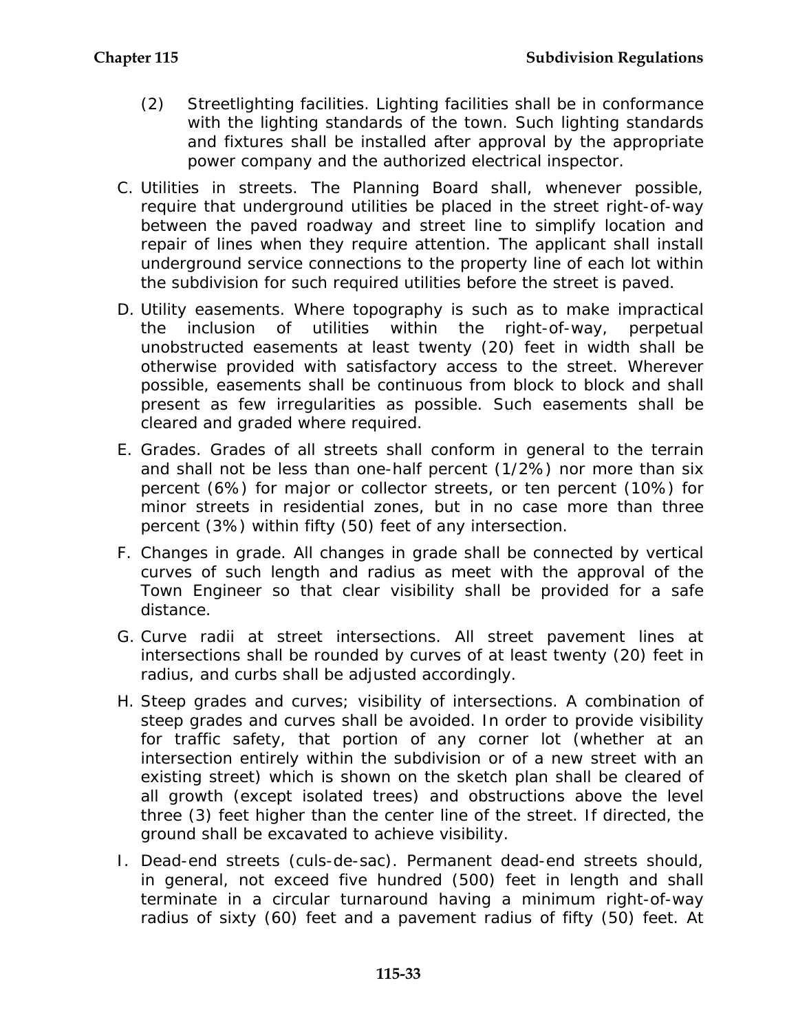(2) Streetlighting facilities. Lighting facilities shall be in conformance with the lighting standards of the town. Such lighting standards and fixtures shall be installed after approval by the appropriate power company and the authorized electrical inspector.

C. Utilities in streets. The Planning Board shall, whenever possible, require that underground utilities be placed in the street right-of-way between the paved roadway and street line to simplify location and repair of lines when they require attention. The applicant shall install underground service connections to the property line of each lot within the subdivision for such required utilities before the street is paved.

D. Utility easements. Where topography is such as to make impractical the inclusion of utilities within the right-of-way, perpetual unobstructed easements at least twenty (20) feet in width shall be otherwise provided with satisfactory access to the street. Wherever possible, easements shall be continuous from block to block and shall present as few irregularities as possible. Such easements shall be cleared and graded where required.

E. Grades. Grades of all streets shall conform in general to the terrain and shall not be less than one-half percent (1/2%) nor more than six percent (6%) for major or collector streets, or ten percent (10%) for minor streets in residential zones, but in no case more than three percent (3%) within fifty (50) feet of any intersection.

F. Changes in grade. All changes in grade shall be connected by vertical curves of such length and radius as meet with the approval of the Town Engineer so that clear visibility shall be provided for a safe distance.

G. Curve radii at street intersections. All street pavement lines at intersections shall be rounded by curves of at least twenty (20) feet in radius, and curbs shall be adjusted accordingly.

H. Steep grades and curves; visibility of intersections. A combination of steep grades and curves shall be avoided. In order to provide visibility for traffic safety, that portion of any corner lot (whether at an intersection entirely within the subdivision or of a new street with an existing street) which is shown on the sketch plan shall be cleared of all growth (except isolated trees) and obstructions above the level three (3) feet higher than the center line of the street. If directed, the ground shall be excavated to achieve visibility.

I. Dead-end streets (culs-de-sac). Permanent dead-end streets should, in general, not exceed five hundred (500) feet in length and shall terminate in a circular turnaround having a minimum right-of-way radius of sixty (60) feet and a pavement radius of fifty (50) feet. At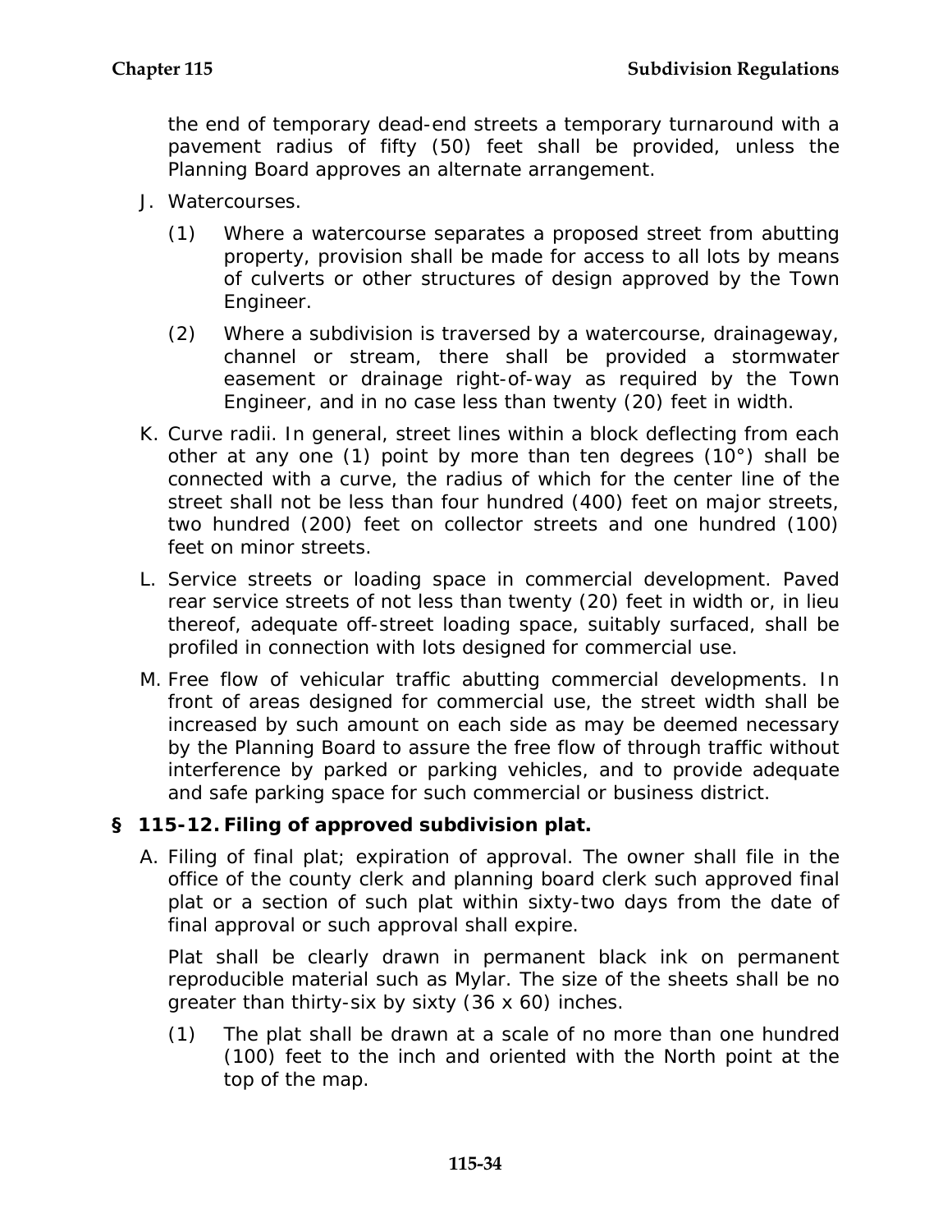the end of temporary dead-end streets a temporary turnaround with a pavement radius of fifty (50) feet shall be provided, unless the Planning Board approves an alternate arrangement.

J. Watercourses.

   (1) Where a watercourse separates a proposed street from abutting property, provision shall be made for access to all lots by means of culverts or other structures of design approved by the Town Engineer.

   (2) Where a subdivision is traversed by a watercourse, drainageway, channel or stream, there shall be provided a stormwater easement or drainage right-of-way as required by the Town Engineer, and in no case less than twenty (20) feet in width.

K. Curve radii. In general, street lines within a block deflecting from each other at any one (1) point by more than ten degrees (10°) shall be connected with a curve, the radius of which for the center line of the street shall not be less than four hundred (400) feet on major streets, two hundred (200) feet on collector streets and one hundred (100) feet on minor streets.

L. Service streets or loading space in commercial development. Paved rear service streets of not less than twenty (20) feet in width or, in lieu thereof, adequate off-street loading space, suitably surfaced, shall be profiled in connection with lots designed for commercial use.

M. Free flow of vehicular traffic abutting commercial developments. In front of areas designed for commercial use, the street width shall be increased by such amount on each side as may be deemed necessary by the Planning Board to assure the free flow of through traffic without interference by parked or parking vehicles, and to provide adequate and safe parking space for such commercial or business district.

## § 115-12. Filing of approved subdivision plat.

A. Filing of final plat; expiration of approval. The owner shall file in the office of the county clerk and planning board clerk such approved final plat or a section of such plat within sixty-two days from the date of final approval or such approval shall expire.

   Plat shall be clearly drawn in permanent black ink on permanent reproducible material such as Mylar. The size of the sheets shall be no greater than thirty-six by sixty (36 x 60) inches.

   (1) The plat shall be drawn at a scale of no more than one hundred (100) feet to the inch and oriented with the North point at the top of the map.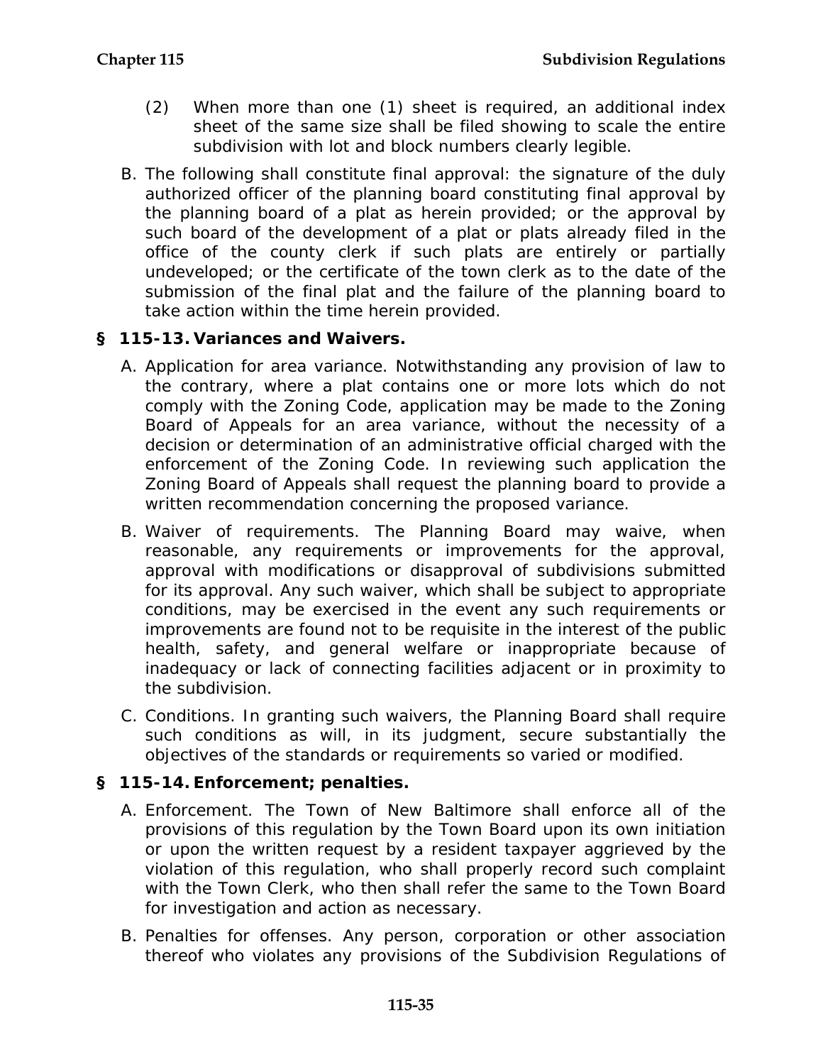(2) When more than one (1) sheet is required, an additional index sheet of the same size shall be filed showing to scale the entire subdivision with lot and block numbers clearly legible.

B. The following shall constitute final approval: the signature of the duly authorized officer of the planning board constituting final approval by the planning board of a plat as herein provided; or the approval by such board of the development of a plat or plats already filed in the office of the county clerk if such plats are entirely or partially undeveloped; or the certificate of the town clerk as to the date of the submission of the final plat and the failure of the planning board to take action within the time herein provided.

## § 115-13. Variances and Waivers.

A. Application for area variance. Notwithstanding any provision of law to the contrary, where a plat contains one or more lots which do not comply with the Zoning Code, application may be made to the Zoning Board of Appeals for an area variance, without the necessity of a decision or determination of an administrative official charged with the enforcement of the Zoning Code. In reviewing such application the Zoning Board of Appeals shall request the planning board to provide a written recommendation concerning the proposed variance.

B. Waiver of requirements. The Planning Board may waive, when reasonable, any requirements or improvements for the approval, approval with modifications or disapproval of subdivisions submitted for its approval. Any such waiver, which shall be subject to appropriate conditions, may be exercised in the event any such requirements or improvements are found not to be requisite in the interest of the public health, safety, and general welfare or inappropriate because of inadequacy or lack of connecting facilities adjacent or in proximity to the subdivision.

C. Conditions. In granting such waivers, the Planning Board shall require such conditions as will, in its judgment, secure substantially the objectives of the standards or requirements so varied or modified.

## § 115-14. Enforcement; penalties.

A. Enforcement. The Town of New Baltimore shall enforce all of the provisions of this regulation by the Town Board upon its own initiation or upon the written request by a resident taxpayer aggrieved by the violation of this regulation, who shall properly record such complaint with the Town Clerk, who then shall refer the same to the Town Board for investigation and action as necessary.

B. Penalties for offenses. Any person, corporation or other association thereof who violates any provisions of the Subdivision Regulations of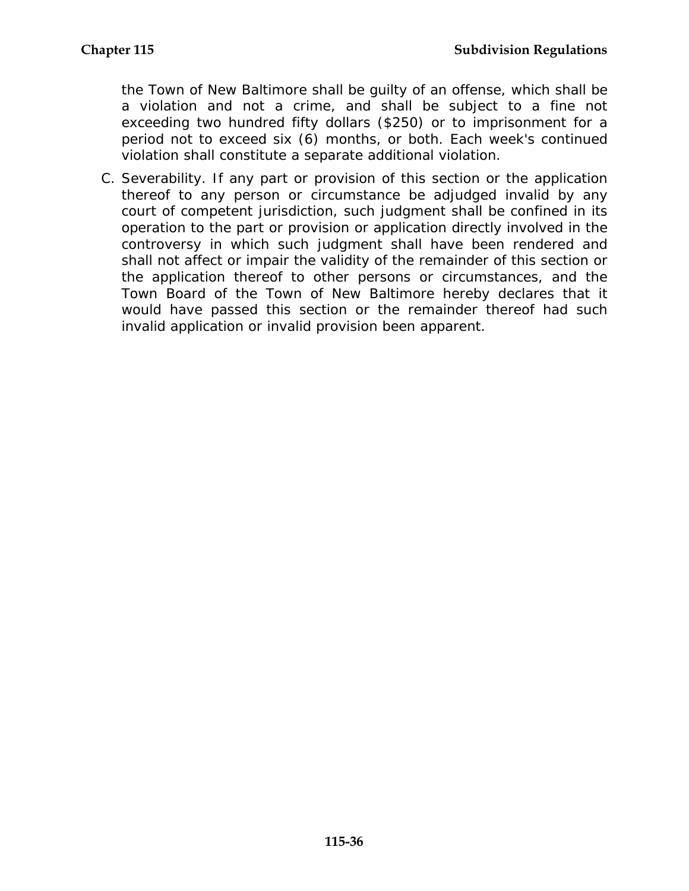the Town of New Baltimore shall be guilty of an offense, which shall be a violation and not a crime, and shall be subject to a fine not exceeding two hundred fifty dollars ($250) or to imprisonment for a period not to exceed six (6) months, or both. Each week's continued violation shall constitute a separate additional violation.

C. Severability. If any part or provision of this section or the application thereof to any person or circumstance be adjudged invalid by any court of competent jurisdiction, such judgment shall be confined in its operation to the part or provision or application directly involved in the controversy in which such judgment shall have been rendered and shall not affect or impair the validity of the remainder of this section or the application thereof to other persons or circumstances, and the Town Board of the Town of New Baltimore hereby declares that it would have passed this section or the remainder thereof had such invalid application or invalid provision been apparent.